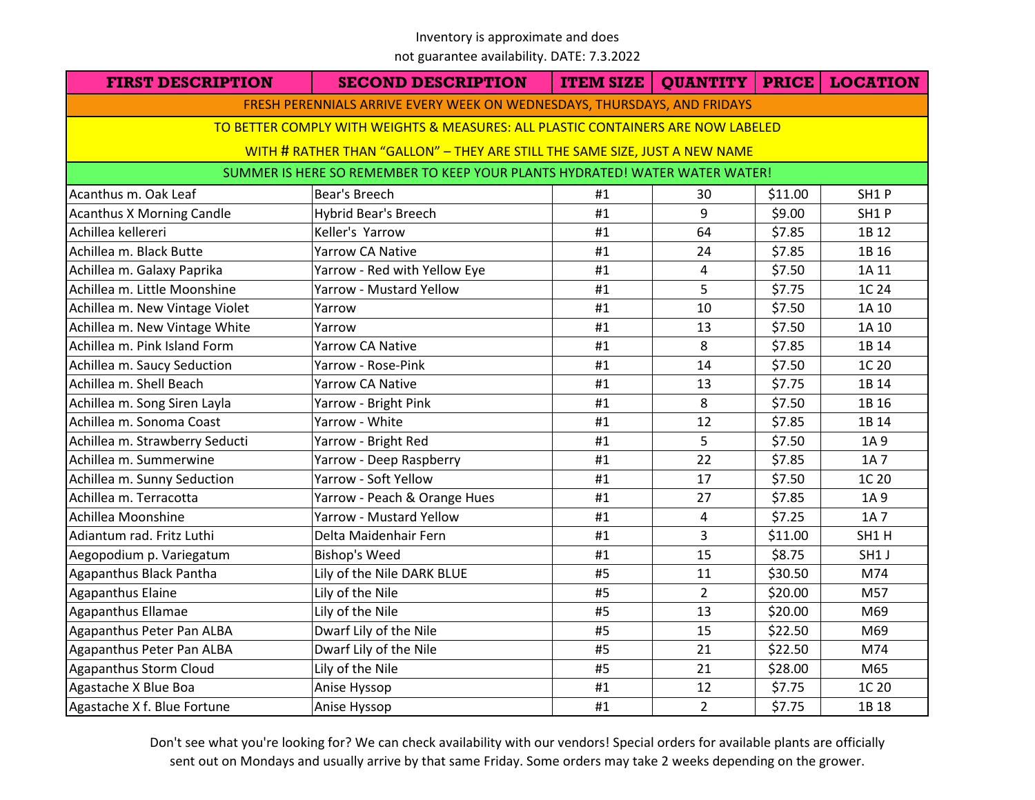Inventory is approximate and does not guarantee availability. DATE: 7.3.2022

| FIRST DESCRIPTION | SECOND DESCRIPTION | ITEM SIZE | QUANTITY | PRICE | LOCATION |
|---|---|---|---|---|---|
| FRESH PERENNIALS ARRIVE EVERY WEEK ON WEDNESDAYS, THURSDAYS, AND FRIDAYS | | | | | |
| TO BETTER COMPLY WITH WEIGHTS & MEASURES: ALL PLASTIC CONTAINERS ARE NOW LABELED WITH # RATHER THAN "GALLON" – THEY ARE STILL THE SAME SIZE, JUST A NEW NAME | | | | | |
| SUMMER IS HERE SO REMEMBER TO KEEP YOUR PLANTS HYDRATED! WATER WATER WATER! | | | | | |
| Acanthus m. Oak Leaf | Bear's Breech | #1 | 30 | $11.00 | SH1 P |
| Acanthus X Morning Candle | Hybrid Bear's Breech | #1 | 9 | $9.00 | SH1 P |
| Achillea kellereri | Keller's Yarrow | #1 | 64 | $7.85 | 1B 12 |
| Achillea m. Black Butte | Yarrow CA Native | #1 | 24 | $7.85 | 1B 16 |
| Achillea m. Galaxy Paprika | Yarrow - Red with Yellow Eye | #1 | 4 | $7.50 | 1A 11 |
| Achillea m. Little Moonshine | Yarrow - Mustard Yellow | #1 | 5 | $7.75 | 1C 24 |
| Achillea m. New Vintage Violet | Yarrow | #1 | 10 | $7.50 | 1A 10 |
| Achillea m. New Vintage White | Yarrow | #1 | 13 | $7.50 | 1A 10 |
| Achillea m. Pink Island Form | Yarrow CA Native | #1 | 8 | $7.85 | 1B 14 |
| Achillea m. Saucy Seduction | Yarrow - Rose-Pink | #1 | 14 | $7.50 | 1C 20 |
| Achillea m. Shell Beach | Yarrow CA Native | #1 | 13 | $7.75 | 1B 14 |
| Achillea m. Song Siren Layla | Yarrow - Bright Pink | #1 | 8 | $7.50 | 1B 16 |
| Achillea m. Sonoma Coast | Yarrow - White | #1 | 12 | $7.85 | 1B 14 |
| Achillea m. Strawberry Seducti | Yarrow - Bright Red | #1 | 5 | $7.50 | 1A 9 |
| Achillea m. Summerwine | Yarrow - Deep Raspberry | #1 | 22 | $7.85 | 1A 7 |
| Achillea m. Sunny Seduction | Yarrow - Soft Yellow | #1 | 17 | $7.50 | 1C 20 |
| Achillea m. Terracotta | Yarrow - Peach & Orange Hues | #1 | 27 | $7.85 | 1A 9 |
| Achillea Moonshine | Yarrow - Mustard Yellow | #1 | 4 | $7.25 | 1A 7 |
| Adiantum rad. Fritz Luthi | Delta Maidenhair Fern | #1 | 3 | $11.00 | SH1 H |
| Aegopodium p. Variegatum | Bishop's Weed | #1 | 15 | $8.75 | SH1 J |
| Agapanthus Black Pantha | Lily of the Nile DARK BLUE | #5 | 11 | $30.50 | M74 |
| Agapanthus Elaine | Lily of the Nile | #5 | 2 | $20.00 | M57 |
| Agapanthus Ellamae | Lily of the Nile | #5 | 13 | $20.00 | M69 |
| Agapanthus Peter Pan ALBA | Dwarf Lily of the Nile | #5 | 15 | $22.50 | M69 |
| Agapanthus Peter Pan ALBA | Dwarf Lily of the Nile | #5 | 21 | $22.50 | M74 |
| Agapanthus Storm Cloud | Lily of the Nile | #5 | 21 | $28.00 | M65 |
| Agastache X Blue Boa | Anise Hyssop | #1 | 12 | $7.75 | 1C 20 |
| Agastache X f. Blue Fortune | Anise Hyssop | #1 | 2 | $7.75 | 1B 18 |

Don't see what you're looking for? We can check availability with our vendors! Special orders for available plants are officially sent out on Mondays and usually arrive by that same Friday. Some orders may take 2 weeks depending on the grower.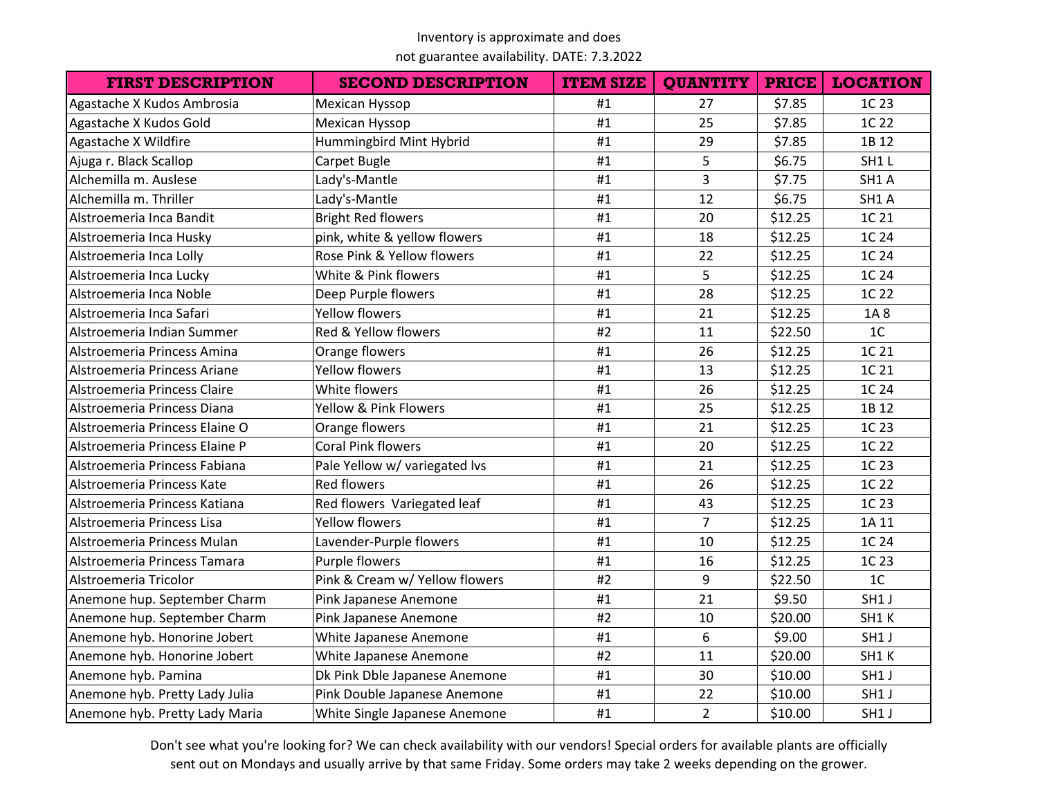Inventory is approximate and does not guarantee availability. DATE: 7.3.2022

| FIRST DESCRIPTION | SECOND DESCRIPTION | ITEM SIZE | QUANTITY | PRICE | LOCATION |
|---|---|---|---|---|---|
| Agastache X Kudos Ambrosia | Mexican Hyssop | #1 | 27 | $7.85 | 1C 23 |
| Agastache X Kudos Gold | Mexican Hyssop | #1 | 25 | $7.85 | 1C 22 |
| Agastache X Wildfire | Hummingbird Mint Hybrid | #1 | 29 | $7.85 | 1B 12 |
| Ajuga r. Black Scallop | Carpet Bugle | #1 | 5 | $6.75 | SH1 L |
| Alchemilla m. Auslese | Lady's-Mantle | #1 | 3 | $7.75 | SH1 A |
| Alchemilla m. Thriller | Lady's-Mantle | #1 | 12 | $6.75 | SH1 A |
| Alstroemeria Inca Bandit | Bright Red flowers | #1 | 20 | $12.25 | 1C 21 |
| Alstroemeria Inca Husky | pink, white & yellow flowers | #1 | 18 | $12.25 | 1C 24 |
| Alstroemeria Inca Lolly | Rose Pink & Yellow flowers | #1 | 22 | $12.25 | 1C 24 |
| Alstroemeria Inca Lucky | White & Pink flowers | #1 | 5 | $12.25 | 1C 24 |
| Alstroemeria Inca Noble | Deep Purple flowers | #1 | 28 | $12.25 | 1C 22 |
| Alstroemeria Inca Safari | Yellow flowers | #1 | 21 | $12.25 | 1A 8 |
| Alstroemeria Indian Summer | Red & Yellow flowers | #2 | 11 | $22.50 | 1C |
| Alstroemeria Princess Amina | Orange flowers | #1 | 26 | $12.25 | 1C 21 |
| Alstroemeria Princess Ariane | Yellow flowers | #1 | 13 | $12.25 | 1C 21 |
| Alstroemeria Princess Claire | White flowers | #1 | 26 | $12.25 | 1C 24 |
| Alstroemeria Princess Diana | Yellow & Pink Flowers | #1 | 25 | $12.25 | 1B 12 |
| Alstroemeria Princess Elaine O | Orange flowers | #1 | 21 | $12.25 | 1C 23 |
| Alstroemeria Princess Elaine P | Coral Pink flowers | #1 | 20 | $12.25 | 1C 22 |
| Alstroemeria Princess Fabiana | Pale Yellow w/ variegated lvs | #1 | 21 | $12.25 | 1C 23 |
| Alstroemeria Princess Kate | Red flowers | #1 | 26 | $12.25 | 1C 22 |
| Alstroemeria Princess Katiana | Red flowers Variegated leaf | #1 | 43 | $12.25 | 1C 23 |
| Alstroemeria Princess Lisa | Yellow flowers | #1 | 7 | $12.25 | 1A 11 |
| Alstroemeria Princess Mulan | Lavender-Purple flowers | #1 | 10 | $12.25 | 1C 24 |
| Alstroemeria Princess Tamara | Purple flowers | #1 | 16 | $12.25 | 1C 23 |
| Alstroemeria Tricolor | Pink & Cream w/ Yellow flowers | #2 | 9 | $22.50 | 1C |
| Anemone hup. September Charm | Pink Japanese Anemone | #1 | 21 | $9.50 | SH1 J |
| Anemone hup. September Charm | Pink Japanese Anemone | #2 | 10 | $20.00 | SH1 K |
| Anemone hyb. Honorine Jobert | White Japanese Anemone | #1 | 6 | $9.00 | SH1 J |
| Anemone hyb. Honorine Jobert | White Japanese Anemone | #2 | 11 | $20.00 | SH1 K |
| Anemone hyb. Pamina | Dk Pink Dble Japanese Anemone | #1 | 30 | $10.00 | SH1 J |
| Anemone hyb. Pretty Lady Julia | Pink Double Japanese Anemone | #1 | 22 | $10.00 | SH1 J |
| Anemone hyb. Pretty Lady Maria | White Single Japanese Anemone | #1 | 2 | $10.00 | SH1 J |

Don't see what you're looking for? We can check availability with our vendors! Special orders for available plants are officially sent out on Mondays and usually arrive by that same Friday. Some orders may take 2 weeks depending on the grower.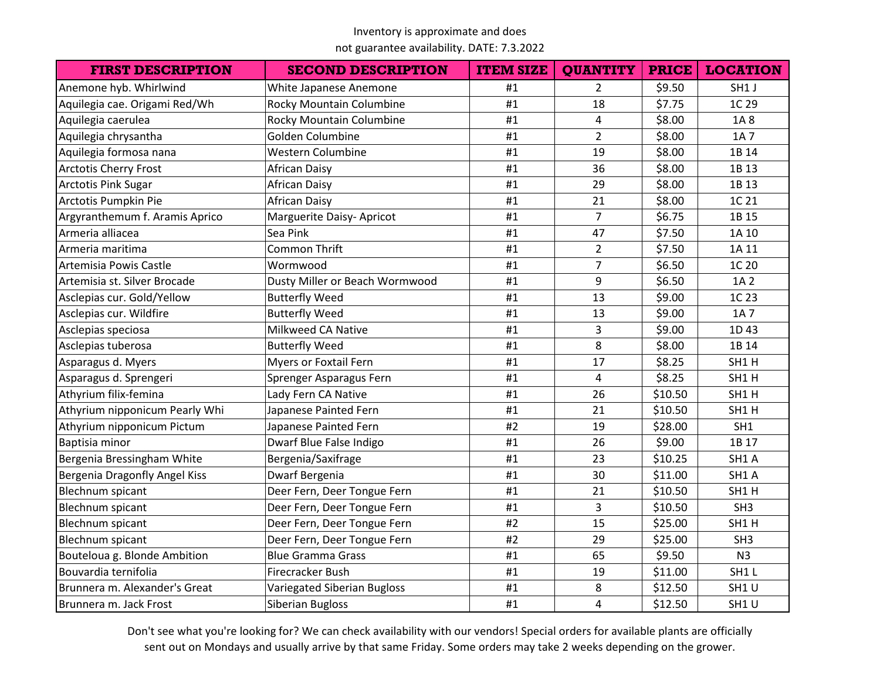Inventory is approximate and does not guarantee availability. DATE: 7.3.2022

| FIRST DESCRIPTION | SECOND DESCRIPTION | ITEM SIZE | QUANTITY | PRICE | LOCATION |
|---|---|---|---|---|---|
| Anemone hyb. Whirlwind | White Japanese Anemone | #1 | 2 | $9.50 | SH1 J |
| Aquilegia cae. Origami Red/Wh | Rocky Mountain Columbine | #1 | 18 | $7.75 | 1C 29 |
| Aquilegia caerulea | Rocky Mountain Columbine | #1 | 4 | $8.00 | 1A 8 |
| Aquilegia chrysantha | Golden Columbine | #1 | 2 | $8.00 | 1A 7 |
| Aquilegia formosa nana | Western Columbine | #1 | 19 | $8.00 | 1B 14 |
| Arctotis Cherry Frost | African Daisy | #1 | 36 | $8.00 | 1B 13 |
| Arctotis Pink Sugar | African Daisy | #1 | 29 | $8.00 | 1B 13 |
| Arctotis Pumpkin Pie | African Daisy | #1 | 21 | $8.00 | 1C 21 |
| Argyranthemum f. Aramis Aprico | Marguerite Daisy- Apricot | #1 | 7 | $6.75 | 1B 15 |
| Armeria alliacea | Sea Pink | #1 | 47 | $7.50 | 1A 10 |
| Armeria maritima | Common Thrift | #1 | 2 | $7.50 | 1A 11 |
| Artemisia Powis Castle | Wormwood | #1 | 7 | $6.50 | 1C 20 |
| Artemisia st. Silver Brocade | Dusty Miller or Beach Wormwood | #1 | 9 | $6.50 | 1A 2 |
| Asclepias cur. Gold/Yellow | Butterfly Weed | #1 | 13 | $9.00 | 1C 23 |
| Asclepias cur. Wildfire | Butterfly Weed | #1 | 13 | $9.00 | 1A 7 |
| Asclepias speciosa | Milkweed CA Native | #1 | 3 | $9.00 | 1D 43 |
| Asclepias tuberosa | Butterfly Weed | #1 | 8 | $8.00 | 1B 14 |
| Asparagus d. Myers | Myers or Foxtail Fern | #1 | 17 | $8.25 | SH1 H |
| Asparagus d. Sprengeri | Sprenger Asparagus Fern | #1 | 4 | $8.25 | SH1 H |
| Athyrium filix-femina | Lady Fern CA Native | #1 | 26 | $10.50 | SH1 H |
| Athyrium nipponicum Pearly Whi | Japanese Painted Fern | #1 | 21 | $10.50 | SH1 H |
| Athyrium nipponicum Pictum | Japanese Painted Fern | #2 | 19 | $28.00 | SH1 |
| Baptisia minor | Dwarf Blue False Indigo | #1 | 26 | $9.00 | 1B 17 |
| Bergenia Bressingham White | Bergenia/Saxifrage | #1 | 23 | $10.25 | SH1 A |
| Bergenia Dragonfly Angel Kiss | Dwarf Bergenia | #1 | 30 | $11.00 | SH1 A |
| Blechnum spicant | Deer Fern, Deer Tongue Fern | #1 | 21 | $10.50 | SH1 H |
| Blechnum spicant | Deer Fern, Deer Tongue Fern | #1 | 3 | $10.50 | SH3 |
| Blechnum spicant | Deer Fern, Deer Tongue Fern | #2 | 15 | $25.00 | SH1 H |
| Blechnum spicant | Deer Fern, Deer Tongue Fern | #2 | 29 | $25.00 | SH3 |
| Bouteloua g. Blonde Ambition | Blue Gramma Grass | #1 | 65 | $9.50 | N3 |
| Bouvardia ternifolia | Firecracker Bush | #1 | 19 | $11.00 | SH1 L |
| Brunnera m. Alexander's Great | Variegated Siberian Bugloss | #1 | 8 | $12.50 | SH1 U |
| Brunnera m. Jack Frost | Siberian Bugloss | #1 | 4 | $12.50 | SH1 U |

Don't see what you're looking for? We can check availability with our vendors! Special orders for available plants are officially sent out on Mondays and usually arrive by that same Friday. Some orders may take 2 weeks depending on the grower.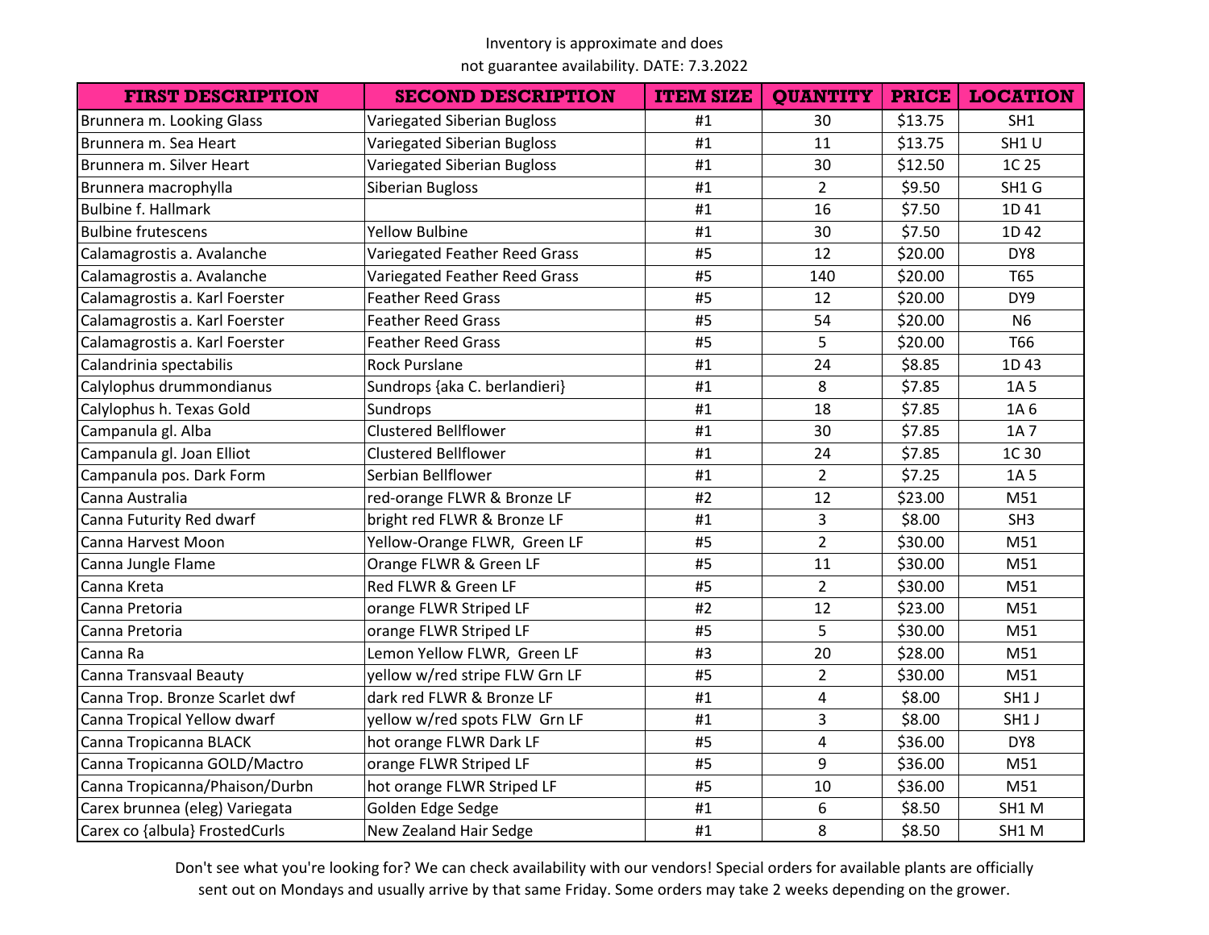Inventory is approximate and does not guarantee availability. DATE: 7.3.2022

| FIRST DESCRIPTION | SECOND DESCRIPTION | ITEM SIZE | QUANTITY | PRICE | LOCATION |
|---|---|---|---|---|---|
| Brunnera m. Looking Glass | Variegated Siberian Bugloss | #1 | 30 | $13.75 | SH1 |
| Brunnera m. Sea Heart | Variegated Siberian Bugloss | #1 | 11 | $13.75 | SH1 U |
| Brunnera m. Silver Heart | Variegated Siberian Bugloss | #1 | 30 | $12.50 | 1C 25 |
| Brunnera macrophylla | Siberian Bugloss | #1 | 2 | $9.50 | SH1 G |
| Bulbine f. Hallmark | | #1 | 16 | $7.50 | 1D 41 |
| Bulbine frutescens | Yellow Bulbine | #1 | 30 | $7.50 | 1D 42 |
| Calamagrostis a. Avalanche | Variegated Feather Reed Grass | #5 | 12 | $20.00 | DY8 |
| Calamagrostis a. Avalanche | Variegated Feather Reed Grass | #5 | 140 | $20.00 | T65 |
| Calamagrostis a. Karl Foerster | Feather Reed Grass | #5 | 12 | $20.00 | DY9 |
| Calamagrostis a. Karl Foerster | Feather Reed Grass | #5 | 54 | $20.00 | N6 |
| Calamagrostis a. Karl Foerster | Feather Reed Grass | #5 | 5 | $20.00 | T66 |
| Calandrinia spectabilis | Rock Purslane | #1 | 24 | $8.85 | 1D 43 |
| Calylophus drummondianus | Sundrops {aka C. berlandieri} | #1 | 8 | $7.85 | 1A 5 |
| Calylophus h. Texas Gold | Sundrops | #1 | 18 | $7.85 | 1A 6 |
| Campanula gl. Alba | Clustered Bellflower | #1 | 30 | $7.85 | 1A 7 |
| Campanula gl. Joan Elliot | Clustered Bellflower | #1 | 24 | $7.85 | 1C 30 |
| Campanula pos. Dark Form | Serbian Bellflower | #1 | 2 | $7.25 | 1A 5 |
| Canna Australia | red-orange FLWR & Bronze LF | #2 | 12 | $23.00 | M51 |
| Canna Futurity Red dwarf | bright red FLWR & Bronze LF | #1 | 3 | $8.00 | SH3 |
| Canna Harvest Moon | Yellow-Orange FLWR, Green LF | #5 | 2 | $30.00 | M51 |
| Canna Jungle Flame | Orange FLWR & Green LF | #5 | 11 | $30.00 | M51 |
| Canna Kreta | Red FLWR & Green LF | #5 | 2 | $30.00 | M51 |
| Canna Pretoria | orange FLWR Striped LF | #2 | 12 | $23.00 | M51 |
| Canna Pretoria | orange FLWR Striped LF | #5 | 5 | $30.00 | M51 |
| Canna Ra | Lemon Yellow FLWR, Green LF | #3 | 20 | $28.00 | M51 |
| Canna Transvaal Beauty | yellow w/red stripe FLW Grn LF | #5 | 2 | $30.00 | M51 |
| Canna Trop. Bronze Scarlet dwf | dark red FLWR & Bronze LF | #1 | 4 | $8.00 | SH1 J |
| Canna Tropical Yellow dwarf | yellow w/red spots FLW Grn LF | #1 | 3 | $8.00 | SH1 J |
| Canna Tropicanna BLACK | hot orange FLWR Dark LF | #5 | 4 | $36.00 | DY8 |
| Canna Tropicanna GOLD/Mactro | orange FLWR Striped LF | #5 | 9 | $36.00 | M51 |
| Canna Tropicanna/Phaison/Durbn | hot orange FLWR Striped LF | #5 | 10 | $36.00 | M51 |
| Carex brunnea (eleg) Variegata | Golden Edge Sedge | #1 | 6 | $8.50 | SH1 M |
| Carex co {albula} FrostedCurls | New Zealand Hair Sedge | #1 | 8 | $8.50 | SH1 M |

Don't see what you're looking for? We can check availability with our vendors! Special orders for available plants are officially sent out on Mondays and usually arrive by that same Friday. Some orders may take 2 weeks depending on the grower.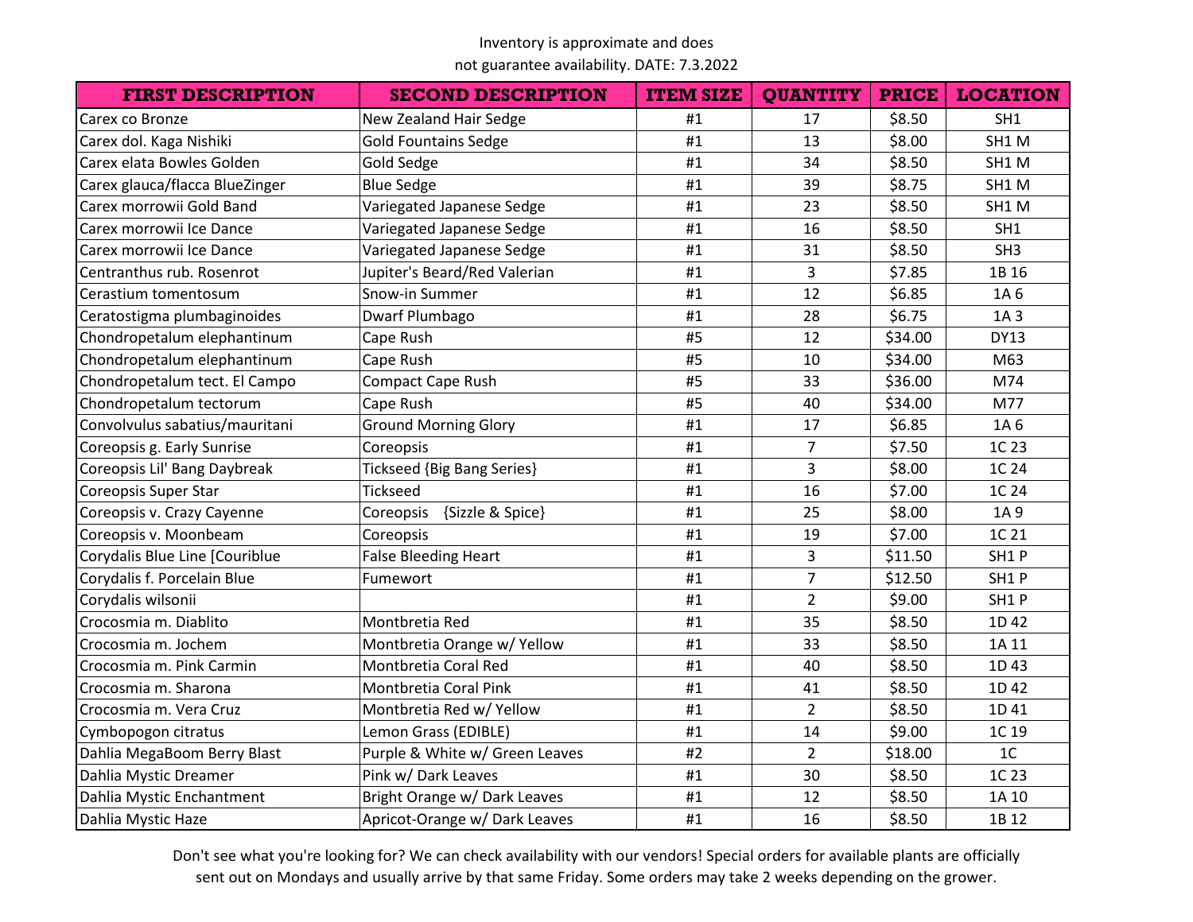Inventory is approximate and does not guarantee availability. DATE: 7.3.2022

| FIRST DESCRIPTION | SECOND DESCRIPTION | ITEM SIZE | QUANTITY | PRICE | LOCATION |
|---|---|---|---|---|---|
| Carex co Bronze | New Zealand Hair Sedge | #1 | 17 | $8.50 | SH1 |
| Carex dol. Kaga Nishiki | Gold Fountains Sedge | #1 | 13 | $8.00 | SH1 M |
| Carex elata Bowles Golden | Gold Sedge | #1 | 34 | $8.50 | SH1 M |
| Carex glauca/flacca BlueZinger | Blue Sedge | #1 | 39 | $8.75 | SH1 M |
| Carex morrowii Gold Band | Variegated Japanese Sedge | #1 | 23 | $8.50 | SH1 M |
| Carex morrowii Ice Dance | Variegated Japanese Sedge | #1 | 16 | $8.50 | SH1 |
| Carex morrowii Ice Dance | Variegated Japanese Sedge | #1 | 31 | $8.50 | SH3 |
| Centranthus rub. Rosenrot | Jupiter's Beard/Red Valerian | #1 | 3 | $7.85 | 1B 16 |
| Cerastium tomentosum | Snow-in Summer | #1 | 12 | $6.85 | 1A 6 |
| Ceratostigma plumbaginoides | Dwarf Plumbago | #1 | 28 | $6.75 | 1A 3 |
| Chondropetalum elephantinum | Cape Rush | #5 | 12 | $34.00 | DY13 |
| Chondropetalum elephantinum | Cape Rush | #5 | 10 | $34.00 | M63 |
| Chondropetalum tect. El Campo | Compact Cape Rush | #5 | 33 | $36.00 | M74 |
| Chondropetalum tectorum | Cape Rush | #5 | 40 | $34.00 | M77 |
| Convolvulus sabatius/mauritani | Ground Morning Glory | #1 | 17 | $6.85 | 1A 6 |
| Coreopsis g. Early Sunrise | Coreopsis | #1 | 7 | $7.50 | 1C 23 |
| Coreopsis Lil' Bang Daybreak | Tickseed {Big Bang Series} | #1 | 3 | $8.00 | 1C 24 |
| Coreopsis Super Star | Tickseed | #1 | 16 | $7.00 | 1C 24 |
| Coreopsis v. Crazy Cayenne | Coreopsis {Sizzle & Spice} | #1 | 25 | $8.00 | 1A 9 |
| Coreopsis v. Moonbeam | Coreopsis | #1 | 19 | $7.00 | 1C 21 |
| Corydalis Blue Line [Couriblue | False Bleeding Heart | #1 | 3 | $11.50 | SH1 P |
| Corydalis f. Porcelain Blue | Fumewort | #1 | 7 | $12.50 | SH1 P |
| Corydalis wilsonii | | #1 | 2 | $9.00 | SH1 P |
| Crocosmia m. Diablito | Montbretia Red | #1 | 35 | $8.50 | 1D 42 |
| Crocosmia m. Jochem | Montbretia Orange w/ Yellow | #1 | 33 | $8.50 | 1A 11 |
| Crocosmia m. Pink Carmin | Montbretia Coral Red | #1 | 40 | $8.50 | 1D 43 |
| Crocosmia m. Sharona | Montbretia Coral Pink | #1 | 41 | $8.50 | 1D 42 |
| Crocosmia m. Vera Cruz | Montbretia Red w/ Yellow | #1 | 2 | $8.50 | 1D 41 |
| Cymbopogon citratus | Lemon Grass (EDIBLE) | #1 | 14 | $9.00 | 1C 19 |
| Dahlia MegaBoom Berry Blast | Purple & White w/ Green Leaves | #2 | 2 | $18.00 | 1C |
| Dahlia Mystic Dreamer | Pink w/ Dark Leaves | #1 | 30 | $8.50 | 1C 23 |
| Dahlia Mystic Enchantment | Bright Orange w/ Dark Leaves | #1 | 12 | $8.50 | 1A 10 |
| Dahlia Mystic Haze | Apricot-Orange w/ Dark Leaves | #1 | 16 | $8.50 | 1B 12 |

Don't see what you're looking for? We can check availability with our vendors! Special orders for available plants are officially sent out on Mondays and usually arrive by that same Friday. Some orders may take 2 weeks depending on the grower.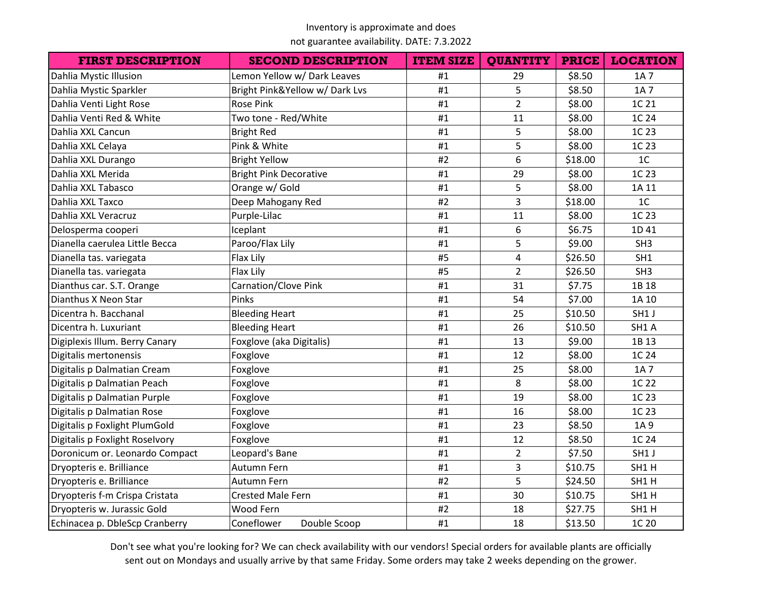Inventory is approximate and does not guarantee availability. DATE: 7.3.2022

| FIRST DESCRIPTION | SECOND DESCRIPTION | ITEM SIZE | QUANTITY | PRICE | LOCATION |
|---|---|---|---|---|---|
| Dahlia Mystic Illusion | Lemon Yellow w/ Dark Leaves | #1 | 29 | $8.50 | 1A 7 |
| Dahlia Mystic Sparkler | Bright Pink&Yellow w/ Dark Lvs | #1 | 5 | $8.50 | 1A 7 |
| Dahlia Venti Light Rose | Rose Pink | #1 | 2 | $8.00 | 1C 21 |
| Dahlia Venti Red & White | Two tone - Red/White | #1 | 11 | $8.00 | 1C 24 |
| Dahlia XXL Cancun | Bright Red | #1 | 5 | $8.00 | 1C 23 |
| Dahlia XXL Celaya | Pink & White | #1 | 5 | $8.00 | 1C 23 |
| Dahlia XXL Durango | Bright Yellow | #2 | 6 | $18.00 | 1C |
| Dahlia XXL Merida | Bright Pink Decorative | #1 | 29 | $8.00 | 1C 23 |
| Dahlia XXL Tabasco | Orange w/ Gold | #1 | 5 | $8.00 | 1A 11 |
| Dahlia XXL Taxco | Deep Mahogany Red | #2 | 3 | $18.00 | 1C |
| Dahlia XXL Veracruz | Purple-Lilac | #1 | 11 | $8.00 | 1C 23 |
| Delosperma cooperi | Iceplant | #1 | 6 | $6.75 | 1D 41 |
| Dianella caerulea Little Becca | Paroo/Flax Lily | #1 | 5 | $9.00 | SH3 |
| Dianella tas. variegata | Flax Lily | #5 | 4 | $26.50 | SH1 |
| Dianella tas. variegata | Flax Lily | #5 | 2 | $26.50 | SH3 |
| Dianthus car. S.T. Orange | Carnation/Clove Pink | #1 | 31 | $7.75 | 1B 18 |
| Dianthus X Neon Star | Pinks | #1 | 54 | $7.00 | 1A 10 |
| Dicentra h. Bacchanal | Bleeding Heart | #1 | 25 | $10.50 | SH1 J |
| Dicentra h. Luxuriant | Bleeding Heart | #1 | 26 | $10.50 | SH1 A |
| Digiplexis Illum. Berry Canary | Foxglove (aka Digitalis) | #1 | 13 | $9.00 | 1B 13 |
| Digitalis mertonensis | Foxglove | #1 | 12 | $8.00 | 1C 24 |
| Digitalis p Dalmatian Cream | Foxglove | #1 | 25 | $8.00 | 1A 7 |
| Digitalis p Dalmatian Peach | Foxglove | #1 | 8 | $8.00 | 1C 22 |
| Digitalis p Dalmatian Purple | Foxglove | #1 | 19 | $8.00 | 1C 23 |
| Digitalis p Dalmatian Rose | Foxglove | #1 | 16 | $8.00 | 1C 23 |
| Digitalis p Foxlight PlumGold | Foxglove | #1 | 23 | $8.50 | 1A 9 |
| Digitalis p Foxlight RoseIvory | Foxglove | #1 | 12 | $8.50 | 1C 24 |
| Doronicum or. Leonardo Compact | Leopard's Bane | #1 | 2 | $7.50 | SH1 J |
| Dryopteris e. Brilliance | Autumn Fern | #1 | 3 | $10.75 | SH1 H |
| Dryopteris e. Brilliance | Autumn Fern | #2 | 5 | $24.50 | SH1 H |
| Dryopteris f-m Crispa Cristata | Crested Male Fern | #1 | 30 | $10.75 | SH1 H |
| Dryopteris w. Jurassic Gold | Wood Fern | #2 | 18 | $27.75 | SH1 H |
| Echinacea p. DbleScp Cranberry | Coneflower Double Scoop | #1 | 18 | $13.50 | 1C 20 |

Don't see what you're looking for? We can check availability with our vendors! Special orders for available plants are officially sent out on Mondays and usually arrive by that same Friday. Some orders may take 2 weeks depending on the grower.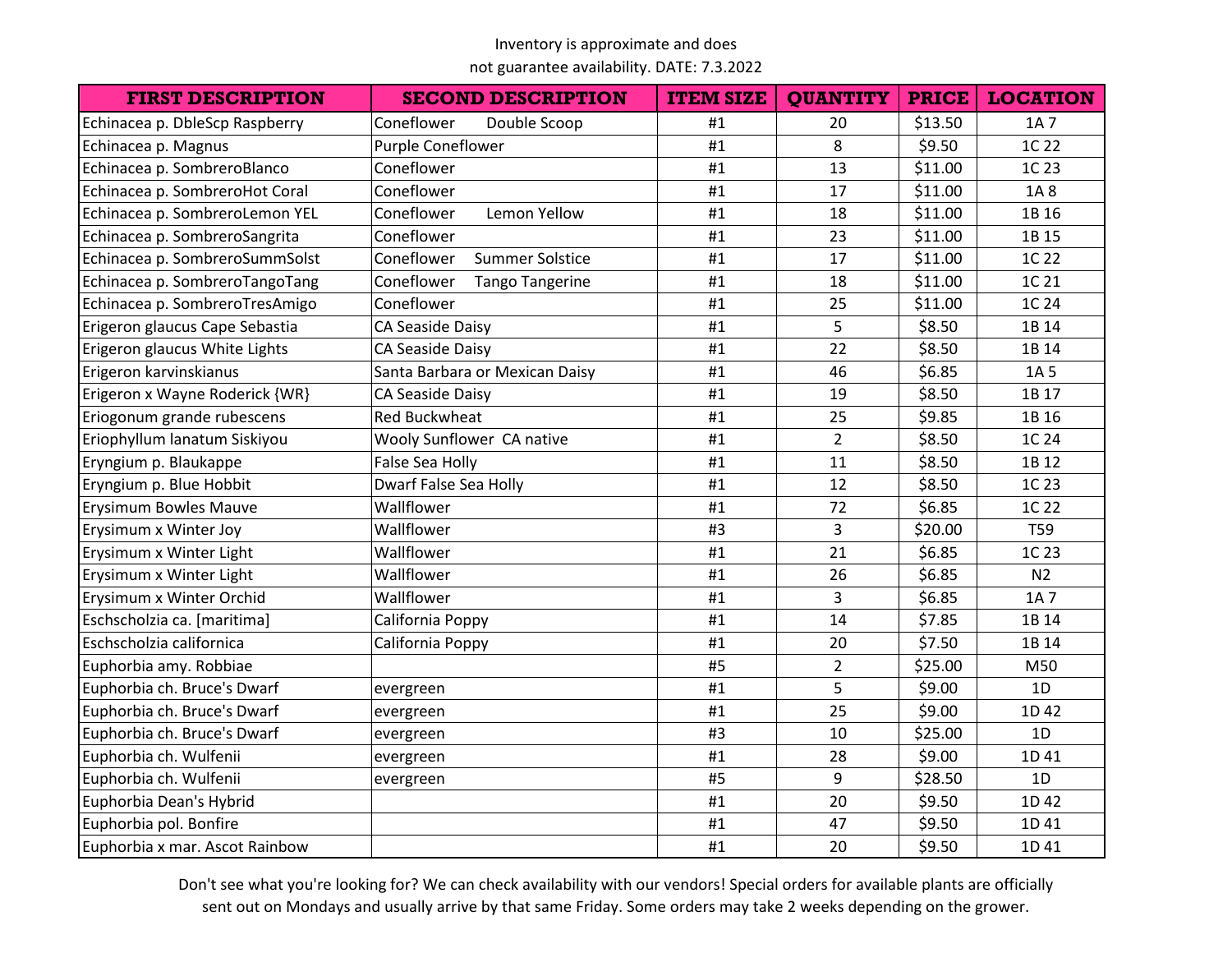Inventory is approximate and does
not guarantee availability. DATE: 7.3.2022

| FIRST DESCRIPTION | SECOND DESCRIPTION | ITEM SIZE | QUANTITY | PRICE | LOCATION |
|---|---|---|---|---|---|
| Echinacea p. DbleScp Raspberry | Coneflower     Double Scoop | #1 | 20 | $13.50 | 1A 7 |
| Echinacea p. Magnus | Purple Coneflower | #1 | 8 | $9.50 | 1C 22 |
| Echinacea p. SombreroBlanco | Coneflower | #1 | 13 | $11.00 | 1C 23 |
| Echinacea p. SombreroHot Coral | Coneflower | #1 | 17 | $11.00 | 1A 8 |
| Echinacea p. SombreroLemon YEL | Coneflower     Lemon Yellow | #1 | 18 | $11.00 | 1B 16 |
| Echinacea p. SombreroSangrita | Coneflower | #1 | 23 | $11.00 | 1B 15 |
| Echinacea p. SombreroSummSolst | Coneflower   Summer Solstice | #1 | 17 | $11.00 | 1C 22 |
| Echinacea p. SombreroTangoTang | Coneflower   Tango Tangerine | #1 | 18 | $11.00 | 1C 21 |
| Echinacea p. SombreroTresAmigo | Coneflower | #1 | 25 | $11.00 | 1C 24 |
| Erigeron glaucus Cape Sebastia | CA Seaside Daisy | #1 | 5 | $8.50 | 1B 14 |
| Erigeron glaucus White Lights | CA Seaside Daisy | #1 | 22 | $8.50 | 1B 14 |
| Erigeron karvinskianus | Santa Barbara or Mexican Daisy | #1 | 46 | $6.85 | 1A 5 |
| Erigeron x Wayne Roderick {WR} | CA Seaside Daisy | #1 | 19 | $8.50 | 1B 17 |
| Eriogonum grande rubescens | Red Buckwheat | #1 | 25 | $9.85 | 1B 16 |
| Eriophyllum lanatum Siskiyou | Wooly Sunflower  CA native | #1 | 2 | $8.50 | 1C 24 |
| Eryngium p. Blaukappe | False Sea Holly | #1 | 11 | $8.50 | 1B 12 |
| Eryngium p. Blue Hobbit | Dwarf False Sea Holly | #1 | 12 | $8.50 | 1C 23 |
| Erysimum Bowles Mauve | Wallflower | #1 | 72 | $6.85 | 1C 22 |
| Erysimum x Winter Joy | Wallflower | #3 | 3 | $20.00 | T59 |
| Erysimum x Winter Light | Wallflower | #1 | 21 | $6.85 | 1C 23 |
| Erysimum x Winter Light | Wallflower | #1 | 26 | $6.85 | N2 |
| Erysimum x Winter Orchid | Wallflower | #1 | 3 | $6.85 | 1A 7 |
| Eschscholzia ca. [maritima] | California Poppy | #1 | 14 | $7.85 | 1B 14 |
| Eschscholzia californica | California Poppy | #1 | 20 | $7.50 | 1B 14 |
| Euphorbia amy. Robbiae | | #5 | 2 | $25.00 | M50 |
| Euphorbia ch. Bruce's Dwarf | evergreen | #1 | 5 | $9.00 | 1D |
| Euphorbia ch. Bruce's Dwarf | evergreen | #1 | 25 | $9.00 | 1D 42 |
| Euphorbia ch. Bruce's Dwarf | evergreen | #3 | 10 | $25.00 | 1D |
| Euphorbia ch. Wulfenii | evergreen | #1 | 28 | $9.00 | 1D 41 |
| Euphorbia ch. Wulfenii | evergreen | #5 | 9 | $28.50 | 1D |
| Euphorbia Dean's Hybrid | | #1 | 20 | $9.50 | 1D 42 |
| Euphorbia pol. Bonfire | | #1 | 47 | $9.50 | 1D 41 |
| Euphorbia x mar. Ascot Rainbow | | #1 | 20 | $9.50 | 1D 41 |

Don't see what you're looking for? We can check availability with our vendors! Special orders for available plants are officially sent out on Mondays and usually arrive by that same Friday. Some orders may take 2 weeks depending on the grower.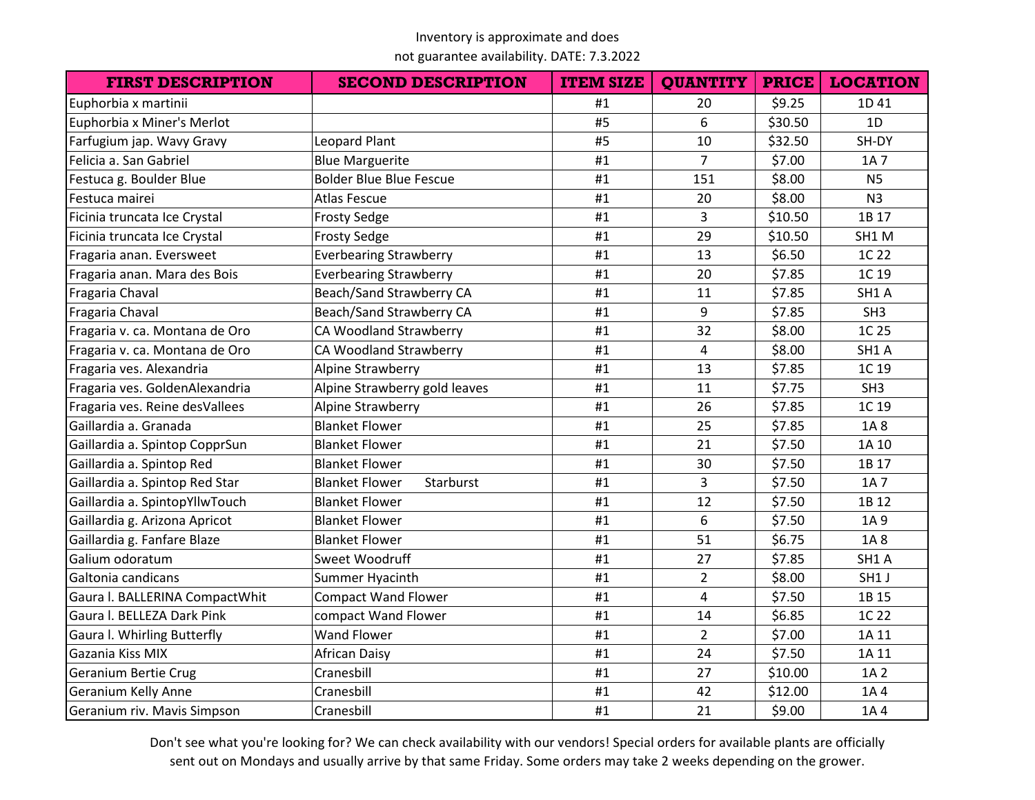Inventory is approximate and does not guarantee availability. DATE: 7.3.2022

| FIRST DESCRIPTION | SECOND DESCRIPTION | ITEM SIZE | QUANTITY | PRICE | LOCATION |
|---|---|---|---|---|---|
| Euphorbia x martinii | | #1 | 20 | $9.25 | 1D 41 |
| Euphorbia x Miner's Merlot | | #5 | 6 | $30.50 | 1D |
| Farfugium jap. Wavy Gravy | Leopard Plant | #5 | 10 | $32.50 | SH-DY |
| Felicia a. San Gabriel | Blue Marguerite | #1 | 7 | $7.00 | 1A 7 |
| Festuca g. Boulder Blue | Bolder Blue Blue Fescue | #1 | 151 | $8.00 | N5 |
| Festuca mairei | Atlas Fescue | #1 | 20 | $8.00 | N3 |
| Ficinia truncata Ice Crystal | Frosty Sedge | #1 | 3 | $10.50 | 1B 17 |
| Ficinia truncata Ice Crystal | Frosty Sedge | #1 | 29 | $10.50 | SH1 M |
| Fragaria anan. Eversweet | Everbearing Strawberry | #1 | 13 | $6.50 | 1C 22 |
| Fragaria anan. Mara des Bois | Everbearing Strawberry | #1 | 20 | $7.85 | 1C 19 |
| Fragaria Chaval | Beach/Sand Strawberry CA | #1 | 11 | $7.85 | SH1 A |
| Fragaria Chaval | Beach/Sand Strawberry CA | #1 | 9 | $7.85 | SH3 |
| Fragaria v. ca. Montana de Oro | CA Woodland Strawberry | #1 | 32 | $8.00 | 1C 25 |
| Fragaria v. ca. Montana de Oro | CA Woodland Strawberry | #1 | 4 | $8.00 | SH1 A |
| Fragaria ves. Alexandria | Alpine Strawberry | #1 | 13 | $7.85 | 1C 19 |
| Fragaria ves. GoldenAlexandria | Alpine Strawberry gold leaves | #1 | 11 | $7.75 | SH3 |
| Fragaria ves. Reine desVallees | Alpine Strawberry | #1 | 26 | $7.85 | 1C 19 |
| Gaillardia a. Granada | Blanket Flower | #1 | 25 | $7.85 | 1A 8 |
| Gaillardia a. Spintop CopprSun | Blanket Flower | #1 | 21 | $7.50 | 1A 10 |
| Gaillardia a. Spintop Red | Blanket Flower | #1 | 30 | $7.50 | 1B 17 |
| Gaillardia a. Spintop Red Star | Blanket Flower Starburst | #1 | 3 | $7.50 | 1A 7 |
| Gaillardia a. SpintopYllwTouch | Blanket Flower | #1 | 12 | $7.50 | 1B 12 |
| Gaillardia g. Arizona Apricot | Blanket Flower | #1 | 6 | $7.50 | 1A 9 |
| Gaillardia g. Fanfare Blaze | Blanket Flower | #1 | 51 | $6.75 | 1A 8 |
| Galium odoratum | Sweet Woodruff | #1 | 27 | $7.85 | SH1 A |
| Galtonia candicans | Summer Hyacinth | #1 | 2 | $8.00 | SH1 J |
| Gaura l. BALLERINA CompactWhit | Compact Wand Flower | #1 | 4 | $7.50 | 1B 15 |
| Gaura l. BELLEZA Dark Pink | compact Wand Flower | #1 | 14 | $6.85 | 1C 22 |
| Gaura l. Whirling Butterfly | Wand Flower | #1 | 2 | $7.00 | 1A 11 |
| Gazania Kiss MIX | African Daisy | #1 | 24 | $7.50 | 1A 11 |
| Geranium Bertie Crug | Cranesbill | #1 | 27 | $10.00 | 1A 2 |
| Geranium Kelly Anne | Cranesbill | #1 | 42 | $12.00 | 1A 4 |
| Geranium riv. Mavis Simpson | Cranesbill | #1 | 21 | $9.00 | 1A 4 |

Don't see what you're looking for? We can check availability with our vendors! Special orders for available plants are officially sent out on Mondays and usually arrive by that same Friday. Some orders may take 2 weeks depending on the grower.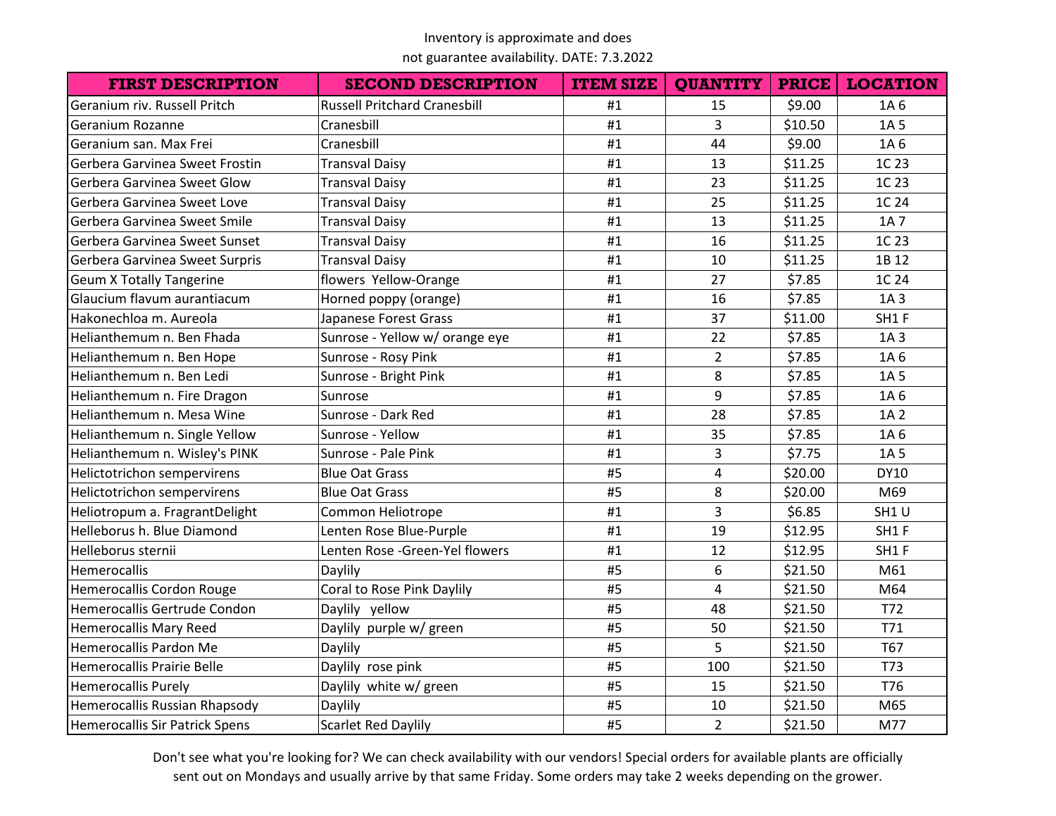Inventory is approximate and does not guarantee availability. DATE: 7.3.2022

| FIRST DESCRIPTION | SECOND DESCRIPTION | ITEM SIZE | QUANTITY | PRICE | LOCATION |
|---|---|---|---|---|---|
| Geranium riv. Russell Pritch | Russell Pritchard Cranesbill | #1 | 15 | $9.00 | 1A 6 |
| Geranium Rozanne | Cranesbill | #1 | 3 | $10.50 | 1A 5 |
| Geranium san. Max Frei | Cranesbill | #1 | 44 | $9.00 | 1A 6 |
| Gerbera Garvinea Sweet Frostin | Transval Daisy | #1 | 13 | $11.25 | 1C 23 |
| Gerbera Garvinea Sweet Glow | Transval Daisy | #1 | 23 | $11.25 | 1C 23 |
| Gerbera Garvinea Sweet Love | Transval Daisy | #1 | 25 | $11.25 | 1C 24 |
| Gerbera Garvinea Sweet Smile | Transval Daisy | #1 | 13 | $11.25 | 1A 7 |
| Gerbera Garvinea Sweet Sunset | Transval Daisy | #1 | 16 | $11.25 | 1C 23 |
| Gerbera Garvinea Sweet Surpris | Transval Daisy | #1 | 10 | $11.25 | 1B 12 |
| Geum X Totally Tangerine | flowers Yellow-Orange | #1 | 27 | $7.85 | 1C 24 |
| Glaucium flavum aurantiacum | Horned poppy (orange) | #1 | 16 | $7.85 | 1A 3 |
| Hakonechloa m. Aureola | Japanese Forest Grass | #1 | 37 | $11.00 | SH1 F |
| Helianthemum n. Ben Fhada | Sunrose - Yellow w/ orange eye | #1 | 22 | $7.85 | 1A 3 |
| Helianthemum n. Ben Hope | Sunrose - Rosy Pink | #1 | 2 | $7.85 | 1A 6 |
| Helianthemum n. Ben Ledi | Sunrose - Bright Pink | #1 | 8 | $7.85 | 1A 5 |
| Helianthemum n. Fire Dragon | Sunrose | #1 | 9 | $7.85 | 1A 6 |
| Helianthemum n. Mesa Wine | Sunrose - Dark Red | #1 | 28 | $7.85 | 1A 2 |
| Helianthemum n. Single Yellow | Sunrose - Yellow | #1 | 35 | $7.85 | 1A 6 |
| Helianthemum n. Wisley's PINK | Sunrose - Pale Pink | #1 | 3 | $7.75 | 1A 5 |
| Helictotrichon sempervirens | Blue Oat Grass | #5 | 4 | $20.00 | DY10 |
| Helictotrichon sempervirens | Blue Oat Grass | #5 | 8 | $20.00 | M69 |
| Heliotropum a. FragrantDelight | Common Heliotrope | #1 | 3 | $6.85 | SH1 U |
| Helleborus h. Blue Diamond | Lenten Rose Blue-Purple | #1 | 19 | $12.95 | SH1 F |
| Helleborus sternii | Lenten Rose -Green-Yel flowers | #1 | 12 | $12.95 | SH1 F |
| Hemerocallis | Daylily | #5 | 6 | $21.50 | M61 |
| Hemerocallis Cordon Rouge | Coral to Rose Pink Daylily | #5 | 4 | $21.50 | M64 |
| Hemerocallis Gertrude Condon | Daylily yellow | #5 | 48 | $21.50 | T72 |
| Hemerocallis Mary Reed | Daylily purple w/ green | #5 | 50 | $21.50 | T71 |
| Hemerocallis Pardon Me | Daylily | #5 | 5 | $21.50 | T67 |
| Hemerocallis Prairie Belle | Daylily rose pink | #5 | 100 | $21.50 | T73 |
| Hemerocallis Purely | Daylily white w/ green | #5 | 15 | $21.50 | T76 |
| Hemerocallis Russian Rhapsody | Daylily | #5 | 10 | $21.50 | M65 |
| Hemerocallis Sir Patrick Spens | Scarlet Red Daylily | #5 | 2 | $21.50 | M77 |

Don't see what you're looking for? We can check availability with our vendors! Special orders for available plants are officially sent out on Mondays and usually arrive by that same Friday. Some orders may take 2 weeks depending on the grower.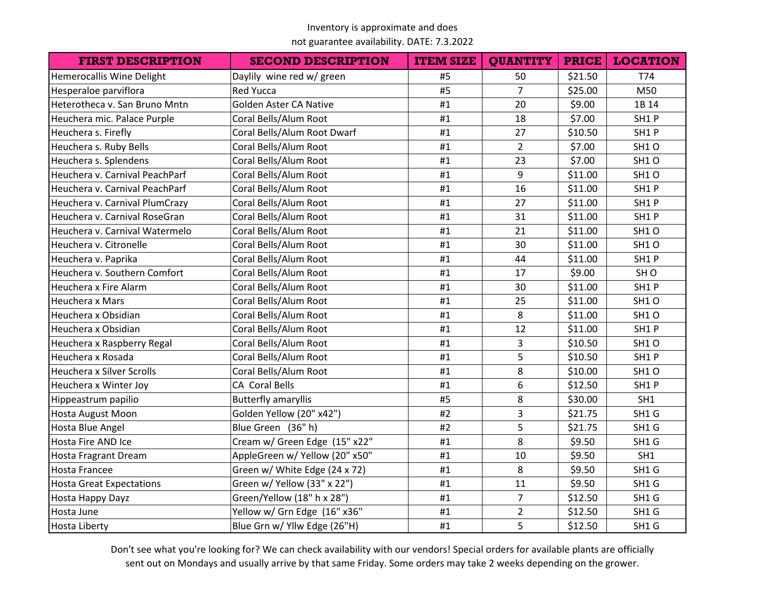Inventory is approximate and does not guarantee availability. DATE: 7.3.2022

| FIRST DESCRIPTION | SECOND DESCRIPTION | ITEM SIZE | QUANTITY | PRICE | LOCATION |
|---|---|---|---|---|---|
| Hemerocallis Wine Delight | Daylily wine red w/ green | #5 | 50 | $21.50 | T74 |
| Hesperaloe parviflora | Red Yucca | #5 | 7 | $25.00 | M50 |
| Heterotheca v. San Bruno Mntn | Golden Aster CA Native | #1 | 20 | $9.00 | 1B 14 |
| Heuchera mic. Palace Purple | Coral Bells/Alum Root | #1 | 18 | $7.00 | SH1 P |
| Heuchera s. Firefly | Coral Bells/Alum Root Dwarf | #1 | 27 | $10.50 | SH1 P |
| Heuchera s. Ruby Bells | Coral Bells/Alum Root | #1 | 2 | $7.00 | SH1 O |
| Heuchera s. Splendens | Coral Bells/Alum Root | #1 | 23 | $7.00 | SH1 O |
| Heuchera v. Carnival PeachParf | Coral Bells/Alum Root | #1 | 9 | $11.00 | SH1 O |
| Heuchera v. Carnival PeachParf | Coral Bells/Alum Root | #1 | 16 | $11.00 | SH1 P |
| Heuchera v. Carnival PlumCrazy | Coral Bells/Alum Root | #1 | 27 | $11.00 | SH1 P |
| Heuchera v. Carnival RoseGran | Coral Bells/Alum Root | #1 | 31 | $11.00 | SH1 P |
| Heuchera v. Carnival Watermelo | Coral Bells/Alum Root | #1 | 21 | $11.00 | SH1 O |
| Heuchera v. Citronelle | Coral Bells/Alum Root | #1 | 30 | $11.00 | SH1 O |
| Heuchera v. Paprika | Coral Bells/Alum Root | #1 | 44 | $11.00 | SH1 P |
| Heuchera v. Southern Comfort | Coral Bells/Alum Root | #1 | 17 | $9.00 | SH O |
| Heuchera x Fire Alarm | Coral Bells/Alum Root | #1 | 30 | $11.00 | SH1 P |
| Heuchera x Mars | Coral Bells/Alum Root | #1 | 25 | $11.00 | SH1 O |
| Heuchera x Obsidian | Coral Bells/Alum Root | #1 | 8 | $11.00 | SH1 O |
| Heuchera x Obsidian | Coral Bells/Alum Root | #1 | 12 | $11.00 | SH1 P |
| Heuchera x Raspberry Regal | Coral Bells/Alum Root | #1 | 3 | $10.50 | SH1 O |
| Heuchera x Rosada | Coral Bells/Alum Root | #1 | 5 | $10.50 | SH1 P |
| Heuchera x Silver Scrolls | Coral Bells/Alum Root | #1 | 8 | $10.00 | SH1 O |
| Heuchera x Winter Joy | CA Coral Bells | #1 | 6 | $12.50 | SH1 P |
| Hippeastrum papilio | Butterfly amaryllis | #5 | 8 | $30.00 | SH1 |
| Hosta August Moon | Golden Yellow (20" x42") | #2 | 3 | $21.75 | SH1 G |
| Hosta Blue Angel | Blue Green (36" h) | #2 | 5 | $21.75 | SH1 G |
| Hosta Fire AND Ice | Cream w/ Green Edge (15" x22" | #1 | 8 | $9.50 | SH1 G |
| Hosta Fragrant Dream | AppleGreen w/ Yellow (20" x50" | #1 | 10 | $9.50 | SH1 |
| Hosta Francee | Green w/ White Edge (24 x 72) | #1 | 8 | $9.50 | SH1 G |
| Hosta Great Expectations | Green w/ Yellow (33" x 22") | #1 | 11 | $9.50 | SH1 G |
| Hosta Happy Dayz | Green/Yellow (18" h x 28") | #1 | 7 | $12.50 | SH1 G |
| Hosta June | Yellow w/ Grn Edge (16" x36" | #1 | 2 | $12.50 | SH1 G |
| Hosta Liberty | Blue Grn w/ Yllw Edge (26"H) | #1 | 5 | $12.50 | SH1 G |

Don't see what you're looking for? We can check availability with our vendors! Special orders for available plants are officially sent out on Mondays and usually arrive by that same Friday. Some orders may take 2 weeks depending on the grower.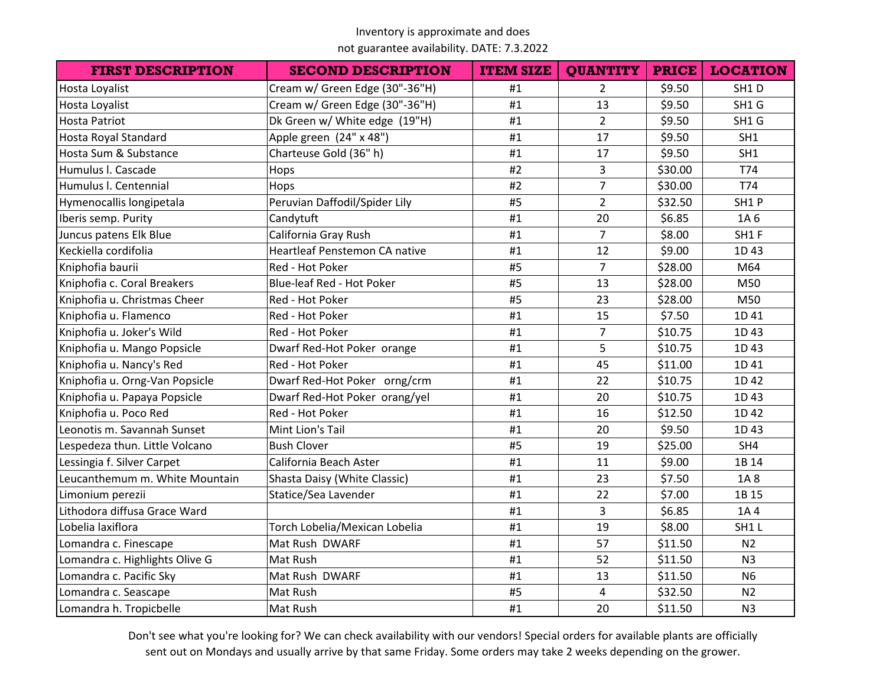Inventory is approximate and does not guarantee availability. DATE: 7.3.2022

| FIRST DESCRIPTION | SECOND DESCRIPTION | ITEM SIZE | QUANTITY | PRICE | LOCATION |
|---|---|---|---|---|---|
| Hosta Loyalist | Cream w/ Green Edge (30"-36"H) | #1 | 2 | $9.50 | SH1 D |
| Hosta Loyalist | Cream w/ Green Edge (30"-36"H) | #1 | 13 | $9.50 | SH1 G |
| Hosta Patriot | Dk Green w/ White edge (19"H) | #1 | 2 | $9.50 | SH1 G |
| Hosta Royal Standard | Apple green (24" x 48") | #1 | 17 | $9.50 | SH1 |
| Hosta Sum & Substance | Charteuse Gold (36" h) | #1 | 17 | $9.50 | SH1 |
| Humulus l. Cascade | Hops | #2 | 3 | $30.00 | T74 |
| Humulus l. Centennial | Hops | #2 | 7 | $30.00 | T74 |
| Hymenocallis longipetala | Peruvian Daffodil/Spider Lily | #5 | 2 | $32.50 | SH1 P |
| Iberis semp. Purity | Candytuft | #1 | 20 | $6.85 | 1A 6 |
| Juncus patens Elk Blue | California Gray Rush | #1 | 7 | $8.00 | SH1 F |
| Keckiella cordifolia | Heartleaf Penstemon CA native | #1 | 12 | $9.00 | 1D 43 |
| Kniphofia baurii | Red - Hot Poker | #5 | 7 | $28.00 | M64 |
| Kniphofia c. Coral Breakers | Blue-leaf Red - Hot Poker | #5 | 13 | $28.00 | M50 |
| Kniphofia u. Christmas Cheer | Red - Hot Poker | #5 | 23 | $28.00 | M50 |
| Kniphofia u. Flamenco | Red - Hot Poker | #1 | 15 | $7.50 | 1D 41 |
| Kniphofia u. Joker's Wild | Red - Hot Poker | #1 | 7 | $10.75 | 1D 43 |
| Kniphofia u. Mango Popsicle | Dwarf Red-Hot Poker orange | #1 | 5 | $10.75 | 1D 43 |
| Kniphofia u. Nancy's Red | Red - Hot Poker | #1 | 45 | $11.00 | 1D 41 |
| Kniphofia u. Orng-Van Popsicle | Dwarf Red-Hot Poker orng/crm | #1 | 22 | $10.75 | 1D 42 |
| Kniphofia u. Papaya Popsicle | Dwarf Red-Hot Poker orang/yel | #1 | 20 | $10.75 | 1D 43 |
| Kniphofia u. Poco Red | Red - Hot Poker | #1 | 16 | $12.50 | 1D 42 |
| Leonotis m. Savannah Sunset | Mint Lion's Tail | #1 | 20 | $9.50 | 1D 43 |
| Lespedeza thun. Little Volcano | Bush Clover | #5 | 19 | $25.00 | SH4 |
| Lessingia f. Silver Carpet | California Beach Aster | #1 | 11 | $9.00 | 1B 14 |
| Leucanthemum m. White Mountain | Shasta Daisy (White Classic) | #1 | 23 | $7.50 | 1A 8 |
| Limonium perezii | Statice/Sea Lavender | #1 | 22 | $7.00 | 1B 15 |
| Lithodora diffusa Grace Ward | | #1 | 3 | $6.85 | 1A 4 |
| Lobelia laxiflora | Torch Lobelia/Mexican Lobelia | #1 | 19 | $8.00 | SH1 L |
| Lomandra c. Finescape | Mat Rush DWARF | #1 | 57 | $11.50 | N2 |
| Lomandra c. Highlights Olive G | Mat Rush | #1 | 52 | $11.50 | N3 |
| Lomandra c. Pacific Sky | Mat Rush DWARF | #1 | 13 | $11.50 | N6 |
| Lomandra c. Seascape | Mat Rush | #5 | 4 | $32.50 | N2 |
| Lomandra h. Tropicbelle | Mat Rush | #1 | 20 | $11.50 | N3 |

Don't see what you're looking for? We can check availability with our vendors! Special orders for available plants are officially sent out on Mondays and usually arrive by that same Friday. Some orders may take 2 weeks depending on the grower.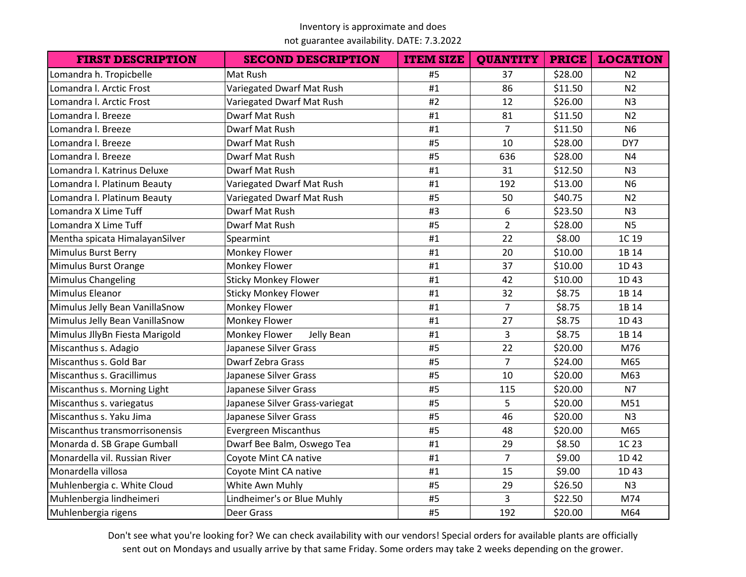Inventory is approximate and does not guarantee availability. DATE: 7.3.2022

| FIRST DESCRIPTION | SECOND DESCRIPTION | ITEM SIZE | QUANTITY | PRICE | LOCATION |
|---|---|---|---|---|---|
| Lomandra h. Tropicbelle | Mat Rush | #5 | 37 | $28.00 | N2 |
| Lomandra l. Arctic Frost | Variegated Dwarf Mat Rush | #1 | 86 | $11.50 | N2 |
| Lomandra l. Arctic Frost | Variegated Dwarf Mat Rush | #2 | 12 | $26.00 | N3 |
| Lomandra l. Breeze | Dwarf Mat Rush | #1 | 81 | $11.50 | N2 |
| Lomandra l. Breeze | Dwarf Mat Rush | #1 | 7 | $11.50 | N6 |
| Lomandra l. Breeze | Dwarf Mat Rush | #5 | 10 | $28.00 | DY7 |
| Lomandra l. Breeze | Dwarf Mat Rush | #5 | 636 | $28.00 | N4 |
| Lomandra l. Katrinus Deluxe | Dwarf Mat Rush | #1 | 31 | $12.50 | N3 |
| Lomandra l. Platinum Beauty | Variegated Dwarf Mat Rush | #1 | 192 | $13.00 | N6 |
| Lomandra l. Platinum Beauty | Variegated Dwarf Mat Rush | #5 | 50 | $40.75 | N2 |
| Lomandra X Lime Tuff | Dwarf Mat Rush | #3 | 6 | $23.50 | N3 |
| Lomandra X Lime Tuff | Dwarf Mat Rush | #5 | 2 | $28.00 | N5 |
| Mentha spicata HimalayanSilver | Spearmint | #1 | 22 | $8.00 | 1C 19 |
| Mimulus Burst Berry | Monkey Flower | #1 | 20 | $10.00 | 1B 14 |
| Mimulus Burst Orange | Monkey Flower | #1 | 37 | $10.00 | 1D 43 |
| Mimulus Changeling | Sticky Monkey Flower | #1 | 42 | $10.00 | 1D 43 |
| Mimulus Eleanor | Sticky Monkey Flower | #1 | 32 | $8.75 | 1B 14 |
| Mimulus Jelly Bean VanillaSnow | Monkey Flower | #1 | 7 | $8.75 | 1B 14 |
| Mimulus Jelly Bean VanillaSnow | Monkey Flower | #1 | 27 | $8.75 | 1D 43 |
| Mimulus JllyBn Fiesta Marigold | Monkey Flower Jelly Bean | #1 | 3 | $8.75 | 1B 14 |
| Miscanthus s. Adagio | Japanese Silver Grass | #5 | 22 | $20.00 | M76 |
| Miscanthus s. Gold Bar | Dwarf Zebra Grass | #5 | 7 | $24.00 | M65 |
| Miscanthus s. Gracillimus | Japanese Silver Grass | #5 | 10 | $20.00 | M63 |
| Miscanthus s. Morning Light | Japanese Silver Grass | #5 | 115 | $20.00 | N7 |
| Miscanthus s. variegatus | Japanese Silver Grass-variegat | #5 | 5 | $20.00 | M51 |
| Miscanthus s. Yaku Jima | Japanese Silver Grass | #5 | 46 | $20.00 | N3 |
| Miscanthus transmorrisonensis | Evergreen Miscanthus | #5 | 48 | $20.00 | M65 |
| Monarda d. SB Grape Gumball | Dwarf Bee Balm, Oswego Tea | #1 | 29 | $8.50 | 1C 23 |
| Monardella vil. Russian River | Coyote Mint CA native | #1 | 7 | $9.00 | 1D 42 |
| Monardella villosa | Coyote Mint CA native | #1 | 15 | $9.00 | 1D 43 |
| Muhlenbergia c. White Cloud | White Awn Muhly | #5 | 29 | $26.50 | N3 |
| Muhlenbergia lindheimeri | Lindheimer's or Blue Muhly | #5 | 3 | $22.50 | M74 |
| Muhlenbergia rigens | Deer Grass | #5 | 192 | $20.00 | M64 |

Don't see what you're looking for? We can check availability with our vendors! Special orders for available plants are officially sent out on Mondays and usually arrive by that same Friday. Some orders may take 2 weeks depending on the grower.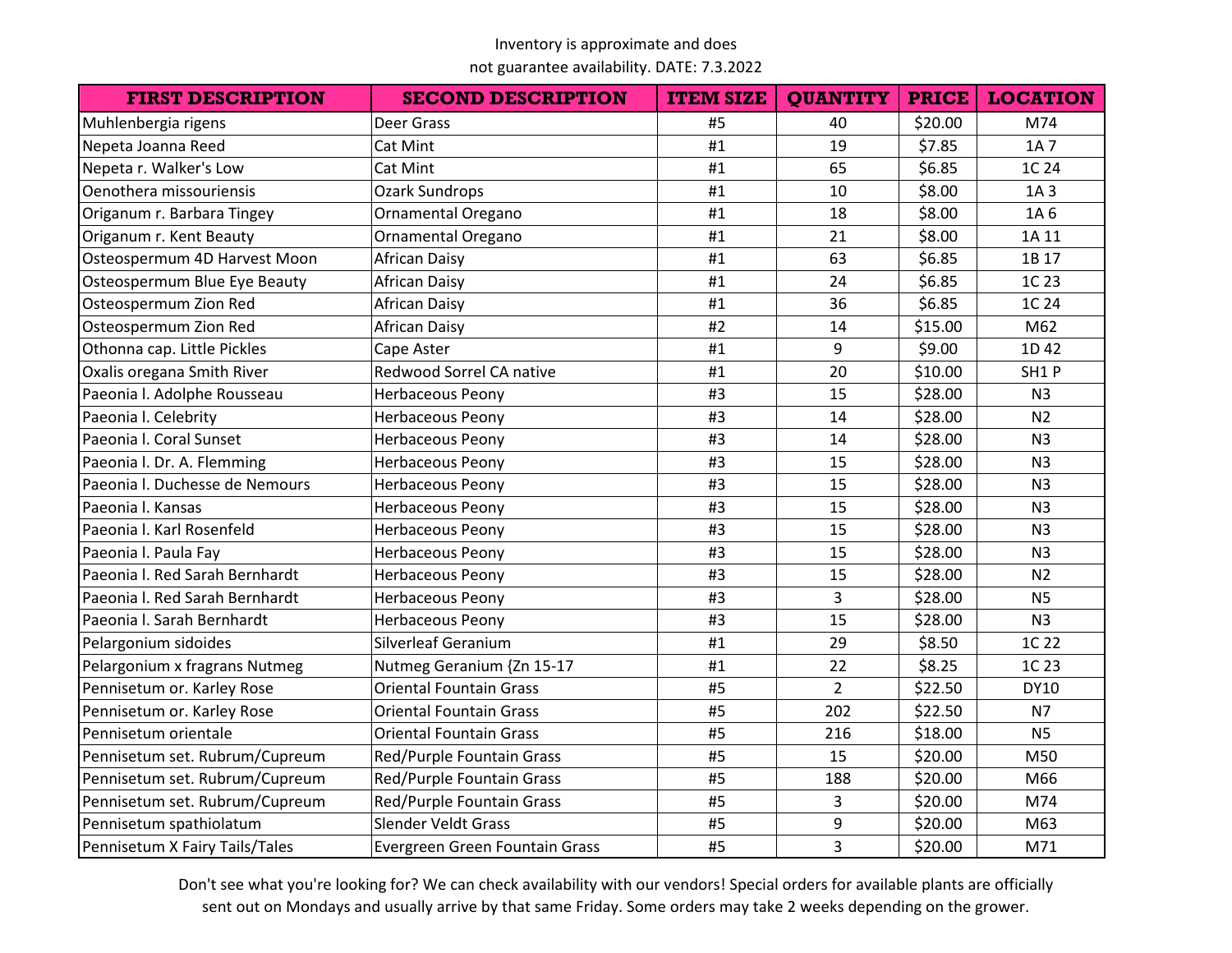Inventory is approximate and does not guarantee availability. DATE: 7.3.2022

| FIRST DESCRIPTION | SECOND DESCRIPTION | ITEM SIZE | QUANTITY | PRICE | LOCATION |
|---|---|---|---|---|---|
| Muhlenbergia rigens | Deer Grass | #5 | 40 | $20.00 | M74 |
| Nepeta Joanna Reed | Cat Mint | #1 | 19 | $7.85 | 1A 7 |
| Nepeta r. Walker's Low | Cat Mint | #1 | 65 | $6.85 | 1C 24 |
| Oenothera missouriensis | Ozark Sundrops | #1 | 10 | $8.00 | 1A 3 |
| Origanum r. Barbara Tingey | Ornamental Oregano | #1 | 18 | $8.00 | 1A 6 |
| Origanum r. Kent Beauty | Ornamental Oregano | #1 | 21 | $8.00 | 1A 11 |
| Osteospermum 4D Harvest Moon | African Daisy | #1 | 63 | $6.85 | 1B 17 |
| Osteospermum Blue Eye Beauty | African Daisy | #1 | 24 | $6.85 | 1C 23 |
| Osteospermum Zion Red | African Daisy | #1 | 36 | $6.85 | 1C 24 |
| Osteospermum Zion Red | African Daisy | #2 | 14 | $15.00 | M62 |
| Othonna cap. Little Pickles | Cape Aster | #1 | 9 | $9.00 | 1D 42 |
| Oxalis oregana Smith River | Redwood Sorrel CA native | #1 | 20 | $10.00 | SH1 P |
| Paeonia l. Adolphe Rousseau | Herbaceous Peony | #3 | 15 | $28.00 | N3 |
| Paeonia l. Celebrity | Herbaceous Peony | #3 | 14 | $28.00 | N2 |
| Paeonia l. Coral Sunset | Herbaceous Peony | #3 | 14 | $28.00 | N3 |
| Paeonia l. Dr. A. Flemming | Herbaceous Peony | #3 | 15 | $28.00 | N3 |
| Paeonia l. Duchesse de Nemours | Herbaceous Peony | #3 | 15 | $28.00 | N3 |
| Paeonia l. Kansas | Herbaceous Peony | #3 | 15 | $28.00 | N3 |
| Paeonia l. Karl Rosenfeld | Herbaceous Peony | #3 | 15 | $28.00 | N3 |
| Paeonia l. Paula Fay | Herbaceous Peony | #3 | 15 | $28.00 | N3 |
| Paeonia l. Red Sarah Bernhardt | Herbaceous Peony | #3 | 15 | $28.00 | N2 |
| Paeonia l. Red Sarah Bernhardt | Herbaceous Peony | #3 | 3 | $28.00 | N5 |
| Paeonia l. Sarah Bernhardt | Herbaceous Peony | #3 | 15 | $28.00 | N3 |
| Pelargonium sidoides | Silverleaf Geranium | #1 | 29 | $8.50 | 1C 22 |
| Pelargonium x fragrans Nutmeg | Nutmeg Geranium {Zn 15-17 | #1 | 22 | $8.25 | 1C 23 |
| Pennisetum or. Karley Rose | Oriental Fountain Grass | #5 | 2 | $22.50 | DY10 |
| Pennisetum or. Karley Rose | Oriental Fountain Grass | #5 | 202 | $22.50 | N7 |
| Pennisetum orientale | Oriental Fountain Grass | #5 | 216 | $18.00 | N5 |
| Pennisetum set. Rubrum/Cupreum | Red/Purple Fountain Grass | #5 | 15 | $20.00 | M50 |
| Pennisetum set. Rubrum/Cupreum | Red/Purple Fountain Grass | #5 | 188 | $20.00 | M66 |
| Pennisetum set. Rubrum/Cupreum | Red/Purple Fountain Grass | #5 | 3 | $20.00 | M74 |
| Pennisetum spathiolatum | Slender Veldt Grass | #5 | 9 | $20.00 | M63 |
| Pennisetum X Fairy Tails/Tales | Evergreen Green Fountain Grass | #5 | 3 | $20.00 | M71 |

Don't see what you're looking for? We can check availability with our vendors! Special orders for available plants are officially sent out on Mondays and usually arrive by that same Friday. Some orders may take 2 weeks depending on the grower.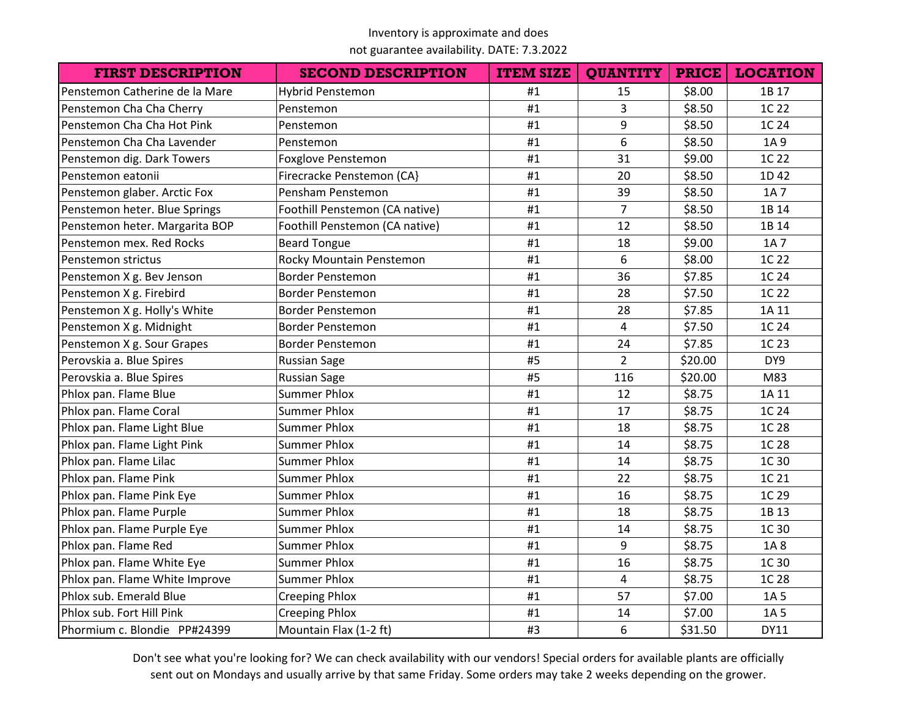Inventory is approximate and does not guarantee availability. DATE: 7.3.2022

| FIRST DESCRIPTION | SECOND DESCRIPTION | ITEM SIZE | QUANTITY | PRICE | LOCATION |
|---|---|---|---|---|---|
| Penstemon Catherine de la Mare | Hybrid Penstemon | #1 | 15 | $8.00 | 1B 17 |
| Penstemon Cha Cha Cherry | Penstemon | #1 | 3 | $8.50 | 1C 22 |
| Penstemon Cha Cha Hot Pink | Penstemon | #1 | 9 | $8.50 | 1C 24 |
| Penstemon Cha Cha Lavender | Penstemon | #1 | 6 | $8.50 | 1A 9 |
| Penstemon dig. Dark Towers | Foxglove Penstemon | #1 | 31 | $9.00 | 1C 22 |
| Penstemon eatonii | Firecracke Penstemon (CA} | #1 | 20 | $8.50 | 1D 42 |
| Penstemon glaber. Arctic Fox | Pensham Penstemon | #1 | 39 | $8.50 | 1A 7 |
| Penstemon heter. Blue Springs | Foothill Penstemon (CA native) | #1 | 7 | $8.50 | 1B 14 |
| Penstemon heter. Margarita BOP | Foothill Penstemon (CA native) | #1 | 12 | $8.50 | 1B 14 |
| Penstemon mex. Red Rocks | Beard Tongue | #1 | 18 | $9.00 | 1A 7 |
| Penstemon strictus | Rocky Mountain Penstemon | #1 | 6 | $8.00 | 1C 22 |
| Penstemon X g. Bev Jenson | Border Penstemon | #1 | 36 | $7.85 | 1C 24 |
| Penstemon X g. Firebird | Border Penstemon | #1 | 28 | $7.50 | 1C 22 |
| Penstemon X g. Holly's White | Border Penstemon | #1 | 28 | $7.85 | 1A 11 |
| Penstemon X g. Midnight | Border Penstemon | #1 | 4 | $7.50 | 1C 24 |
| Penstemon X g. Sour Grapes | Border Penstemon | #1 | 24 | $7.85 | 1C 23 |
| Perovskia a. Blue Spires | Russian Sage | #5 | 2 | $20.00 | DY9 |
| Perovskia a. Blue Spires | Russian Sage | #5 | 116 | $20.00 | M83 |
| Phlox pan. Flame Blue | Summer Phlox | #1 | 12 | $8.75 | 1A 11 |
| Phlox pan. Flame Coral | Summer Phlox | #1 | 17 | $8.75 | 1C 24 |
| Phlox pan. Flame Light Blue | Summer Phlox | #1 | 18 | $8.75 | 1C 28 |
| Phlox pan. Flame Light Pink | Summer Phlox | #1 | 14 | $8.75 | 1C 28 |
| Phlox pan. Flame Lilac | Summer Phlox | #1 | 14 | $8.75 | 1C 30 |
| Phlox pan. Flame Pink | Summer Phlox | #1 | 22 | $8.75 | 1C 21 |
| Phlox pan. Flame Pink Eye | Summer Phlox | #1 | 16 | $8.75 | 1C 29 |
| Phlox pan. Flame Purple | Summer Phlox | #1 | 18 | $8.75 | 1B 13 |
| Phlox pan. Flame Purple Eye | Summer Phlox | #1 | 14 | $8.75 | 1C 30 |
| Phlox pan. Flame Red | Summer Phlox | #1 | 9 | $8.75 | 1A 8 |
| Phlox pan. Flame White Eye | Summer Phlox | #1 | 16 | $8.75 | 1C 30 |
| Phlox pan. Flame White Improve | Summer Phlox | #1 | 4 | $8.75 | 1C 28 |
| Phlox sub. Emerald Blue | Creeping Phlox | #1 | 57 | $7.00 | 1A 5 |
| Phlox sub. Fort Hill Pink | Creeping Phlox | #1 | 14 | $7.00 | 1A 5 |
| Phormium c. Blondie PP#24399 | Mountain Flax (1-2 ft) | #3 | 6 | $31.50 | DY11 |

Don't see what you're looking for? We can check availability with our vendors! Special orders for available plants are officially sent out on Mondays and usually arrive by that same Friday. Some orders may take 2 weeks depending on the grower.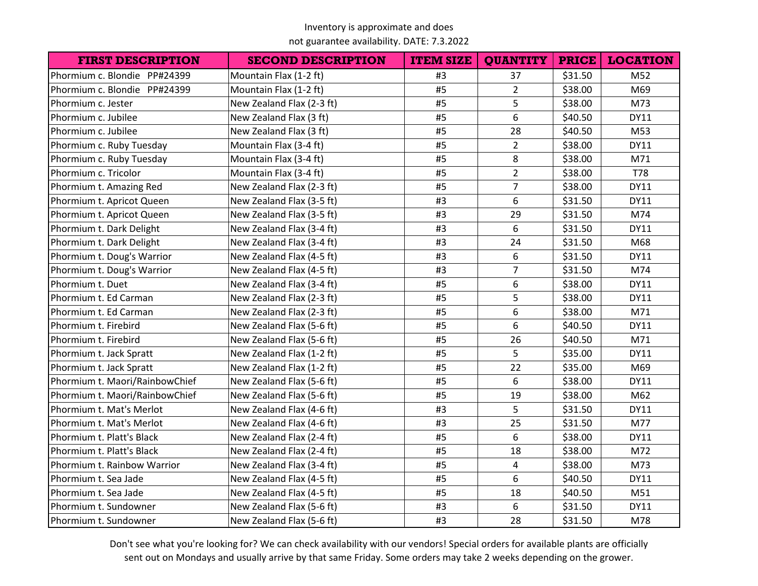Inventory is approximate and does not guarantee availability. DATE: 7.3.2022

| FIRST DESCRIPTION | SECOND DESCRIPTION | ITEM SIZE | QUANTITY | PRICE | LOCATION |
|---|---|---|---|---|---|
| Phormium c. Blondie PP#24399 | Mountain Flax (1-2 ft) | #3 | 37 | $31.50 | M52 |
| Phormium c. Blondie PP#24399 | Mountain Flax (1-2 ft) | #5 | 2 | $38.00 | M69 |
| Phormium c. Jester | New Zealand Flax (2-3 ft) | #5 | 5 | $38.00 | M73 |
| Phormium c. Jubilee | New Zealand Flax (3 ft) | #5 | 6 | $40.50 | DY11 |
| Phormium c. Jubilee | New Zealand Flax (3 ft) | #5 | 28 | $40.50 | M53 |
| Phormium c. Ruby Tuesday | Mountain Flax (3-4 ft) | #5 | 2 | $38.00 | DY11 |
| Phormium c. Ruby Tuesday | Mountain Flax (3-4 ft) | #5 | 8 | $38.00 | M71 |
| Phormium c. Tricolor | Mountain Flax (3-4 ft) | #5 | 2 | $38.00 | T78 |
| Phormium t. Amazing Red | New Zealand Flax (2-3 ft) | #5 | 7 | $38.00 | DY11 |
| Phormium t. Apricot Queen | New Zealand Flax (3-5 ft) | #3 | 6 | $31.50 | DY11 |
| Phormium t. Apricot Queen | New Zealand Flax (3-5 ft) | #3 | 29 | $31.50 | M74 |
| Phormium t. Dark Delight | New Zealand Flax (3-4 ft) | #3 | 6 | $31.50 | DY11 |
| Phormium t. Dark Delight | New Zealand Flax (3-4 ft) | #3 | 24 | $31.50 | M68 |
| Phormium t. Doug's Warrior | New Zealand Flax (4-5 ft) | #3 | 6 | $31.50 | DY11 |
| Phormium t. Doug's Warrior | New Zealand Flax (4-5 ft) | #3 | 7 | $31.50 | M74 |
| Phormium t. Duet | New Zealand Flax (3-4 ft) | #5 | 6 | $38.00 | DY11 |
| Phormium t. Ed Carman | New Zealand Flax (2-3 ft) | #5 | 5 | $38.00 | DY11 |
| Phormium t. Ed Carman | New Zealand Flax (2-3 ft) | #5 | 6 | $38.00 | M71 |
| Phormium t. Firebird | New Zealand Flax (5-6 ft) | #5 | 6 | $40.50 | DY11 |
| Phormium t. Firebird | New Zealand Flax (5-6 ft) | #5 | 26 | $40.50 | M71 |
| Phormium t. Jack Spratt | New Zealand Flax (1-2 ft) | #5 | 5 | $35.00 | DY11 |
| Phormium t. Jack Spratt | New Zealand Flax (1-2 ft) | #5 | 22 | $35.00 | M69 |
| Phormium t. Maori/RainbowChief | New Zealand Flax (5-6 ft) | #5 | 6 | $38.00 | DY11 |
| Phormium t. Maori/RainbowChief | New Zealand Flax (5-6 ft) | #5 | 19 | $38.00 | M62 |
| Phormium t. Mat's Merlot | New Zealand Flax (4-6 ft) | #3 | 5 | $31.50 | DY11 |
| Phormium t. Mat's Merlot | New Zealand Flax (4-6 ft) | #3 | 25 | $31.50 | M77 |
| Phormium t. Platt's Black | New Zealand Flax (2-4 ft) | #5 | 6 | $38.00 | DY11 |
| Phormium t. Platt's Black | New Zealand Flax (2-4 ft) | #5 | 18 | $38.00 | M72 |
| Phormium t. Rainbow Warrior | New Zealand Flax (3-4 ft) | #5 | 4 | $38.00 | M73 |
| Phormium t. Sea Jade | New Zealand Flax (4-5 ft) | #5 | 6 | $40.50 | DY11 |
| Phormium t. Sea Jade | New Zealand Flax (4-5 ft) | #5 | 18 | $40.50 | M51 |
| Phormium t. Sundowner | New Zealand Flax (5-6 ft) | #3 | 6 | $31.50 | DY11 |
| Phormium t. Sundowner | New Zealand Flax (5-6 ft) | #3 | 28 | $31.50 | M78 |

Don't see what you're looking for? We can check availability with our vendors! Special orders for available plants are officially sent out on Mondays and usually arrive by that same Friday. Some orders may take 2 weeks depending on the grower.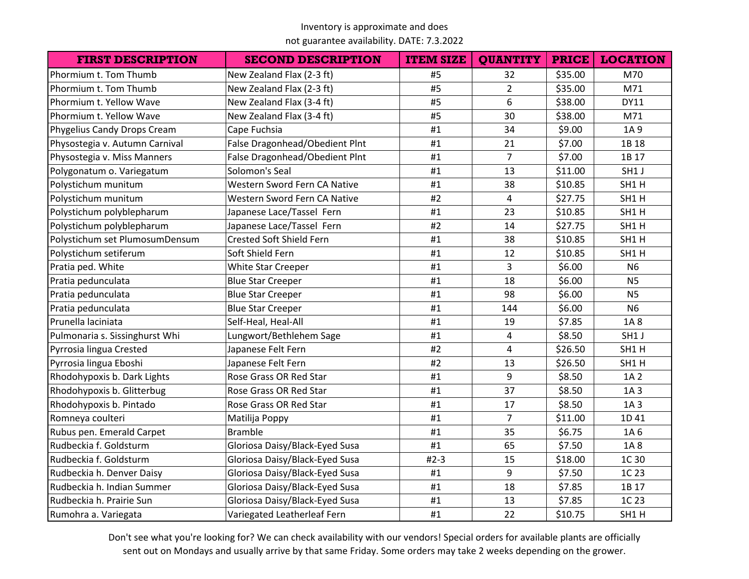Inventory is approximate and does not guarantee availability. DATE: 7.3.2022

| FIRST DESCRIPTION | SECOND DESCRIPTION | ITEM SIZE | QUANTITY | PRICE | LOCATION |
|---|---|---|---|---|---|
| Phormium t. Tom Thumb | New Zealand Flax (2-3 ft) | #5 | 32 | $35.00 | M70 |
| Phormium t. Tom Thumb | New Zealand Flax (2-3 ft) | #5 | 2 | $35.00 | M71 |
| Phormium t. Yellow Wave | New Zealand Flax (3-4 ft) | #5 | 6 | $38.00 | DY11 |
| Phormium t. Yellow Wave | New Zealand Flax (3-4 ft) | #5 | 30 | $38.00 | M71 |
| Phygelius Candy Drops Cream | Cape Fuchsia | #1 | 34 | $9.00 | 1A 9 |
| Physostegia v. Autumn Carnival | False Dragonhead/Obedient Plnt | #1 | 21 | $7.00 | 1B 18 |
| Physostegia v. Miss Manners | False Dragonhead/Obedient Plnt | #1 | 7 | $7.00 | 1B 17 |
| Polygonatum o. Variegatum | Solomon's Seal | #1 | 13 | $11.00 | SH1 J |
| Polystichum munitum | Western Sword Fern CA Native | #1 | 38 | $10.85 | SH1 H |
| Polystichum munitum | Western Sword Fern CA Native | #2 | 4 | $27.75 | SH1 H |
| Polystichum polyblepharum | Japanese Lace/Tassel Fern | #1 | 23 | $10.85 | SH1 H |
| Polystichum polyblepharum | Japanese Lace/Tassel Fern | #2 | 14 | $27.75 | SH1 H |
| Polystichum set PlumosumDensum | Crested Soft Shield Fern | #1 | 38 | $10.85 | SH1 H |
| Polystichum setiferum | Soft Shield Fern | #1 | 12 | $10.85 | SH1 H |
| Pratia ped. White | White Star Creeper | #1 | 3 | $6.00 | N6 |
| Pratia pedunculata | Blue Star Creeper | #1 | 18 | $6.00 | N5 |
| Pratia pedunculata | Blue Star Creeper | #1 | 98 | $6.00 | N5 |
| Pratia pedunculata | Blue Star Creeper | #1 | 144 | $6.00 | N6 |
| Prunella laciniata | Self-Heal, Heal-All | #1 | 19 | $7.85 | 1A 8 |
| Pulmonaria s. Sissinghurst Whi | Lungwort/Bethlehem Sage | #1 | 4 | $8.50 | SH1 J |
| Pyrrosia lingua Crested | Japanese Felt Fern | #2 | 4 | $26.50 | SH1 H |
| Pyrrosia lingua Eboshi | Japanese Felt Fern | #2 | 13 | $26.50 | SH1 H |
| Rhodohypoxis b. Dark Lights | Rose Grass OR Red Star | #1 | 9 | $8.50 | 1A 2 |
| Rhodohypoxis b. Glitterbug | Rose Grass OR Red Star | #1 | 37 | $8.50 | 1A 3 |
| Rhodohypoxis b. Pintado | Rose Grass OR Red Star | #1 | 17 | $8.50 | 1A 3 |
| Romneya coulteri | Matilija Poppy | #1 | 7 | $11.00 | 1D 41 |
| Rubus pen. Emerald Carpet | Bramble | #1 | 35 | $6.75 | 1A 6 |
| Rudbeckia f. Goldsturm | Gloriosa Daisy/Black-Eyed Susa | #1 | 65 | $7.50 | 1A 8 |
| Rudbeckia f. Goldsturm | Gloriosa Daisy/Black-Eyed Susa | #2-3 | 15 | $18.00 | 1C 30 |
| Rudbeckia h. Denver Daisy | Gloriosa Daisy/Black-Eyed Susa | #1 | 9 | $7.50 | 1C 23 |
| Rudbeckia h. Indian Summer | Gloriosa Daisy/Black-Eyed Susa | #1 | 18 | $7.85 | 1B 17 |
| Rudbeckia h. Prairie Sun | Gloriosa Daisy/Black-Eyed Susa | #1 | 13 | $7.85 | 1C 23 |
| Rumohra a. Variegata | Variegated Leatherleaf Fern | #1 | 22 | $10.75 | SH1 H |

Don't see what you're looking for? We can check availability with our vendors! Special orders for available plants are officially sent out on Mondays and usually arrive by that same Friday. Some orders may take 2 weeks depending on the grower.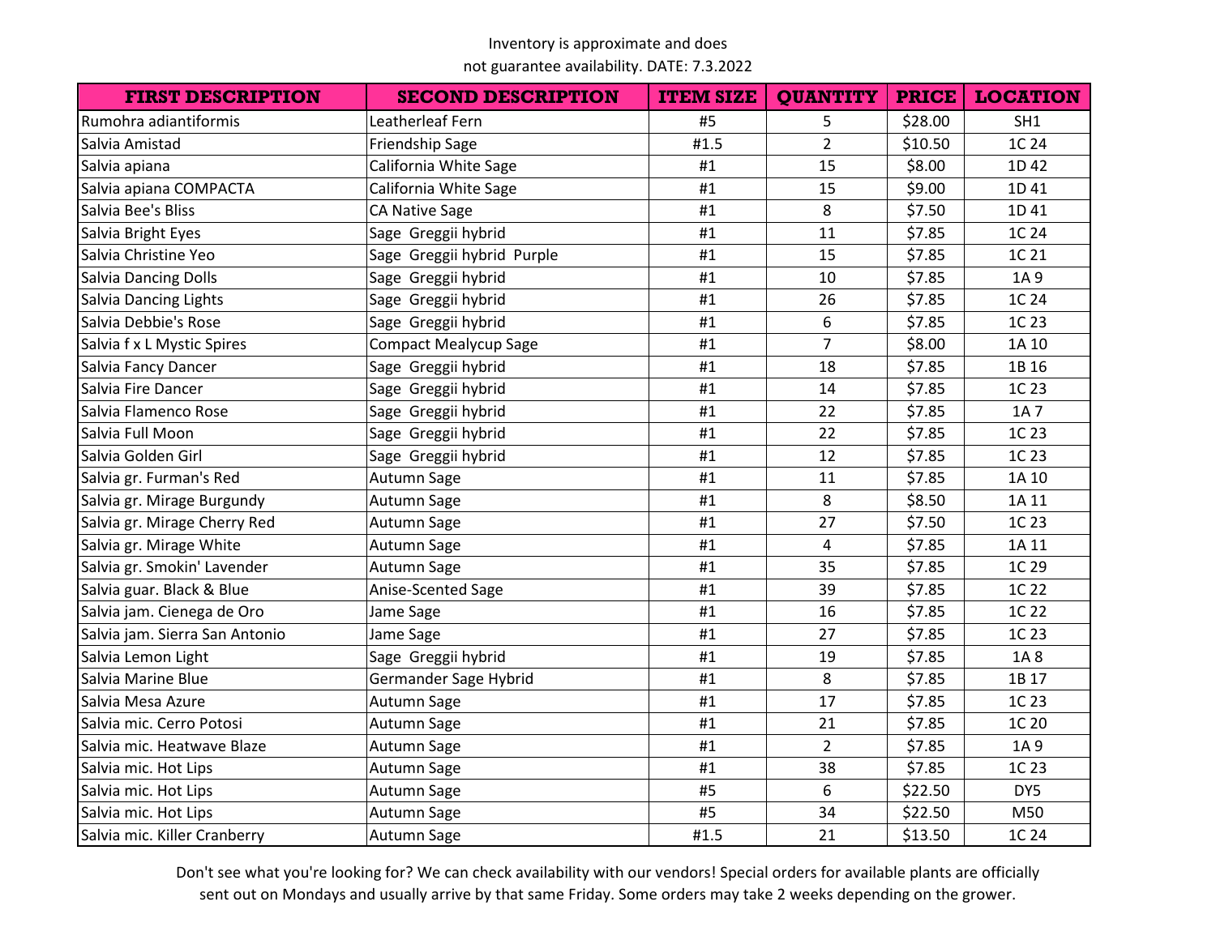Inventory is approximate and does not guarantee availability. DATE: 7.3.2022

| FIRST DESCRIPTION | SECOND DESCRIPTION | ITEM SIZE | QUANTITY | PRICE | LOCATION |
|---|---|---|---|---|---|
| Rumohra adiantiformis | Leatherleaf Fern | #5 | 5 | $28.00 | SH1 |
| Salvia Amistad | Friendship Sage | #1.5 | 2 | $10.50 | 1C 24 |
| Salvia apiana | California White Sage | #1 | 15 | $8.00 | 1D 42 |
| Salvia apiana COMPACTA | California White Sage | #1 | 15 | $9.00 | 1D 41 |
| Salvia Bee's Bliss | CA Native Sage | #1 | 8 | $7.50 | 1D 41 |
| Salvia Bright Eyes | Sage Greggii hybrid | #1 | 11 | $7.85 | 1C 24 |
| Salvia Christine Yeo | Sage Greggii hybrid Purple | #1 | 15 | $7.85 | 1C 21 |
| Salvia Dancing Dolls | Sage Greggii hybrid | #1 | 10 | $7.85 | 1A 9 |
| Salvia Dancing Lights | Sage Greggii hybrid | #1 | 26 | $7.85 | 1C 24 |
| Salvia Debbie's Rose | Sage Greggii hybrid | #1 | 6 | $7.85 | 1C 23 |
| Salvia f x L Mystic Spires | Compact Mealycup Sage | #1 | 7 | $8.00 | 1A 10 |
| Salvia Fancy Dancer | Sage Greggii hybrid | #1 | 18 | $7.85 | 1B 16 |
| Salvia Fire Dancer | Sage Greggii hybrid | #1 | 14 | $7.85 | 1C 23 |
| Salvia Flamenco Rose | Sage Greggii hybrid | #1 | 22 | $7.85 | 1A 7 |
| Salvia Full Moon | Sage Greggii hybrid | #1 | 22 | $7.85 | 1C 23 |
| Salvia Golden Girl | Sage Greggii hybrid | #1 | 12 | $7.85 | 1C 23 |
| Salvia gr. Furman's Red | Autumn Sage | #1 | 11 | $7.85 | 1A 10 |
| Salvia gr. Mirage Burgundy | Autumn Sage | #1 | 8 | $8.50 | 1A 11 |
| Salvia gr. Mirage Cherry Red | Autumn Sage | #1 | 27 | $7.50 | 1C 23 |
| Salvia gr. Mirage White | Autumn Sage | #1 | 4 | $7.85 | 1A 11 |
| Salvia gr. Smokin' Lavender | Autumn Sage | #1 | 35 | $7.85 | 1C 29 |
| Salvia guar. Black & Blue | Anise-Scented Sage | #1 | 39 | $7.85 | 1C 22 |
| Salvia jam. Cienega de Oro | Jame Sage | #1 | 16 | $7.85 | 1C 22 |
| Salvia jam. Sierra San Antonio | Jame Sage | #1 | 27 | $7.85 | 1C 23 |
| Salvia Lemon Light | Sage Greggii hybrid | #1 | 19 | $7.85 | 1A 8 |
| Salvia Marine Blue | Germander Sage Hybrid | #1 | 8 | $7.85 | 1B 17 |
| Salvia Mesa Azure | Autumn Sage | #1 | 17 | $7.85 | 1C 23 |
| Salvia mic. Cerro Potosi | Autumn Sage | #1 | 21 | $7.85 | 1C 20 |
| Salvia mic. Heatwave Blaze | Autumn Sage | #1 | 2 | $7.85 | 1A 9 |
| Salvia mic. Hot Lips | Autumn Sage | #1 | 38 | $7.85 | 1C 23 |
| Salvia mic. Hot Lips | Autumn Sage | #5 | 6 | $22.50 | DY5 |
| Salvia mic. Hot Lips | Autumn Sage | #5 | 34 | $22.50 | M50 |
| Salvia mic. Killer Cranberry | Autumn Sage | #1.5 | 21 | $13.50 | 1C 24 |

Don't see what you're looking for? We can check availability with our vendors! Special orders for available plants are officially sent out on Mondays and usually arrive by that same Friday. Some orders may take 2 weeks depending on the grower.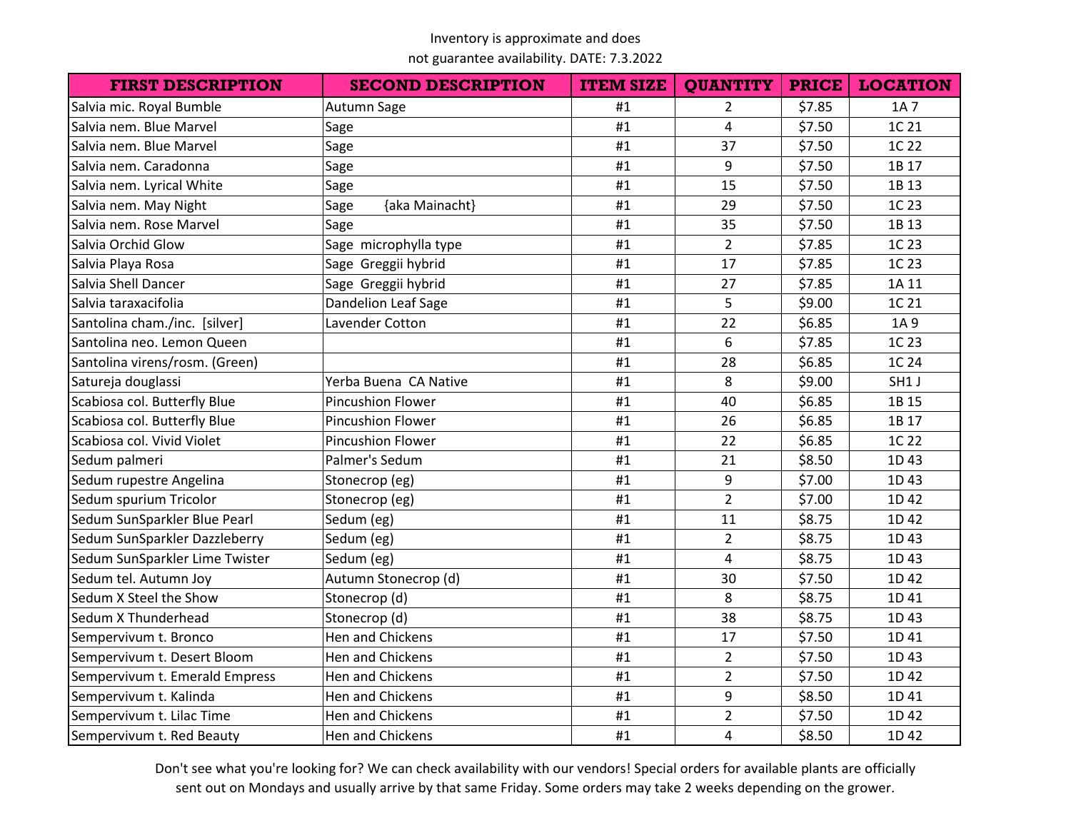Inventory is approximate and does not guarantee availability. DATE: 7.3.2022

| FIRST DESCRIPTION | SECOND DESCRIPTION | ITEM SIZE | QUANTITY | PRICE | LOCATION |
|---|---|---|---|---|---|
| Salvia mic. Royal Bumble | Autumn Sage | #1 | 2 | $7.85 | 1A 7 |
| Salvia nem. Blue Marvel | Sage | #1 | 4 | $7.50 | 1C 21 |
| Salvia nem. Blue Marvel | Sage | #1 | 37 | $7.50 | 1C 22 |
| Salvia nem. Caradonna | Sage | #1 | 9 | $7.50 | 1B 17 |
| Salvia nem. Lyrical White | Sage | #1 | 15 | $7.50 | 1B 13 |
| Salvia nem. May Night | Sage {aka Mainacht} | #1 | 29 | $7.50 | 1C 23 |
| Salvia nem. Rose Marvel | Sage | #1 | 35 | $7.50 | 1B 13 |
| Salvia Orchid Glow | Sage microphylla type | #1 | 2 | $7.85 | 1C 23 |
| Salvia Playa Rosa | Sage Greggii hybrid | #1 | 17 | $7.85 | 1C 23 |
| Salvia Shell Dancer | Sage Greggii hybrid | #1 | 27 | $7.85 | 1A 11 |
| Salvia taraxacifolia | Dandelion Leaf Sage | #1 | 5 | $9.00 | 1C 21 |
| Santolina cham./inc. [silver] | Lavender Cotton | #1 | 22 | $6.85 | 1A 9 |
| Santolina neo. Lemon Queen | | #1 | 6 | $7.85 | 1C 23 |
| Santolina virens/rosm. (Green) | | #1 | 28 | $6.85 | 1C 24 |
| Satureja douglassi | Yerba Buena CA Native | #1 | 8 | $9.00 | SH1 J |
| Scabiosa col. Butterfly Blue | Pincushion Flower | #1 | 40 | $6.85 | 1B 15 |
| Scabiosa col. Butterfly Blue | Pincushion Flower | #1 | 26 | $6.85 | 1B 17 |
| Scabiosa col. Vivid Violet | Pincushion Flower | #1 | 22 | $6.85 | 1C 22 |
| Sedum palmeri | Palmer's Sedum | #1 | 21 | $8.50 | 1D 43 |
| Sedum rupestre Angelina | Stonecrop (eg) | #1 | 9 | $7.00 | 1D 43 |
| Sedum spurium Tricolor | Stonecrop (eg) | #1 | 2 | $7.00 | 1D 42 |
| Sedum SunSparkler Blue Pearl | Sedum (eg) | #1 | 11 | $8.75 | 1D 42 |
| Sedum SunSparkler Dazzleberry | Sedum (eg) | #1 | 2 | $8.75 | 1D 43 |
| Sedum SunSparkler Lime Twister | Sedum (eg) | #1 | 4 | $8.75 | 1D 43 |
| Sedum tel. Autumn Joy | Autumn Stonecrop (d) | #1 | 30 | $7.50 | 1D 42 |
| Sedum X Steel the Show | Stonecrop (d) | #1 | 8 | $8.75 | 1D 41 |
| Sedum X Thunderhead | Stonecrop (d) | #1 | 38 | $8.75 | 1D 43 |
| Sempervivum t. Bronco | Hen and Chickens | #1 | 17 | $7.50 | 1D 41 |
| Sempervivum t. Desert Bloom | Hen and Chickens | #1 | 2 | $7.50 | 1D 43 |
| Sempervivum t. Emerald Empress | Hen and Chickens | #1 | 2 | $7.50 | 1D 42 |
| Sempervivum t. Kalinda | Hen and Chickens | #1 | 9 | $8.50 | 1D 41 |
| Sempervivum t. Lilac Time | Hen and Chickens | #1 | 2 | $7.50 | 1D 42 |
| Sempervivum t. Red Beauty | Hen and Chickens | #1 | 4 | $8.50 | 1D 42 |

Don't see what you're looking for? We can check availability with our vendors! Special orders for available plants are officially sent out on Mondays and usually arrive by that same Friday. Some orders may take 2 weeks depending on the grower.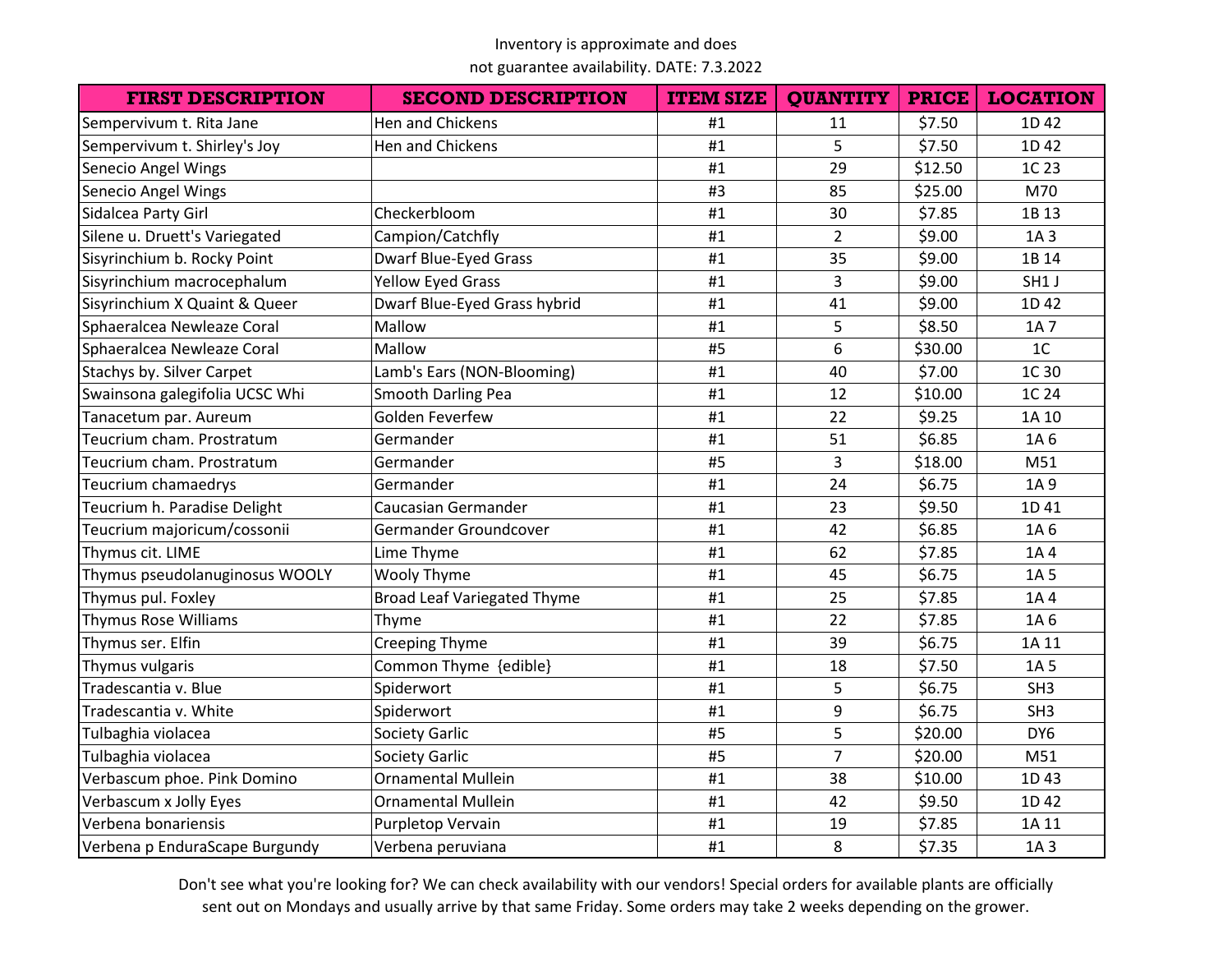Inventory is approximate and does not guarantee availability. DATE: 7.3.2022

| FIRST DESCRIPTION | SECOND DESCRIPTION | ITEM SIZE | QUANTITY | PRICE | LOCATION |
|---|---|---|---|---|---|
| Sempervivum t. Rita Jane | Hen and Chickens | #1 | 11 | $7.50 | 1D 42 |
| Sempervivum t. Shirley's Joy | Hen and Chickens | #1 | 5 | $7.50 | 1D 42 |
| Senecio Angel Wings | | #1 | 29 | $12.50 | 1C 23 |
| Senecio Angel Wings | | #3 | 85 | $25.00 | M70 |
| Sidalcea Party Girl | Checkerbloom | #1 | 30 | $7.85 | 1B 13 |
| Silene u. Druett's Variegated | Campion/Catchfly | #1 | 2 | $9.00 | 1A 3 |
| Sisyrinchium b. Rocky Point | Dwarf Blue-Eyed Grass | #1 | 35 | $9.00 | 1B 14 |
| Sisyrinchium macrocephalum | Yellow Eyed Grass | #1 | 3 | $9.00 | SH1 J |
| Sisyrinchium X Quaint & Queer | Dwarf Blue-Eyed Grass hybrid | #1 | 41 | $9.00 | 1D 42 |
| Sphaeralcea Newleaze Coral | Mallow | #1 | 5 | $8.50 | 1A 7 |
| Sphaeralcea Newleaze Coral | Mallow | #5 | 6 | $30.00 | 1C |
| Stachys by. Silver Carpet | Lamb's Ears (NON-Blooming) | #1 | 40 | $7.00 | 1C 30 |
| Swainsona galegifolia UCSC Whi | Smooth Darling Pea | #1 | 12 | $10.00 | 1C 24 |
| Tanacetum par. Aureum | Golden Feverfew | #1 | 22 | $9.25 | 1A 10 |
| Teucrium cham. Prostratum | Germander | #1 | 51 | $6.85 | 1A 6 |
| Teucrium cham. Prostratum | Germander | #5 | 3 | $18.00 | M51 |
| Teucrium chamaedrys | Germander | #1 | 24 | $6.75 | 1A 9 |
| Teucrium h. Paradise Delight | Caucasian Germander | #1 | 23 | $9.50 | 1D 41 |
| Teucrium majoricum/cossonii | Germander Groundcover | #1 | 42 | $6.85 | 1A 6 |
| Thymus cit. LIME | Lime Thyme | #1 | 62 | $7.85 | 1A 4 |
| Thymus pseudolanuginosus WOOLY | Wooly Thyme | #1 | 45 | $6.75 | 1A 5 |
| Thymus pul. Foxley | Broad Leaf Variegated Thyme | #1 | 25 | $7.85 | 1A 4 |
| Thymus Rose Williams | Thyme | #1 | 22 | $7.85 | 1A 6 |
| Thymus ser. Elfin | Creeping Thyme | #1 | 39 | $6.75 | 1A 11 |
| Thymus vulgaris | Common Thyme {edible} | #1 | 18 | $7.50 | 1A 5 |
| Tradescantia v. Blue | Spiderwort | #1 | 5 | $6.75 | SH3 |
| Tradescantia v. White | Spiderwort | #1 | 9 | $6.75 | SH3 |
| Tulbaghia violacea | Society Garlic | #5 | 5 | $20.00 | DY6 |
| Tulbaghia violacea | Society Garlic | #5 | 7 | $20.00 | M51 |
| Verbascum phoe. Pink Domino | Ornamental Mullein | #1 | 38 | $10.00 | 1D 43 |
| Verbascum x Jolly Eyes | Ornamental Mullein | #1 | 42 | $9.50 | 1D 42 |
| Verbena bonariensis | Purpletop Vervain | #1 | 19 | $7.85 | 1A 11 |
| Verbena p EnduraScape Burgundy | Verbena peruviana | #1 | 8 | $7.35 | 1A 3 |

Don't see what you're looking for? We can check availability with our vendors! Special orders for available plants are officially sent out on Mondays and usually arrive by that same Friday. Some orders may take 2 weeks depending on the grower.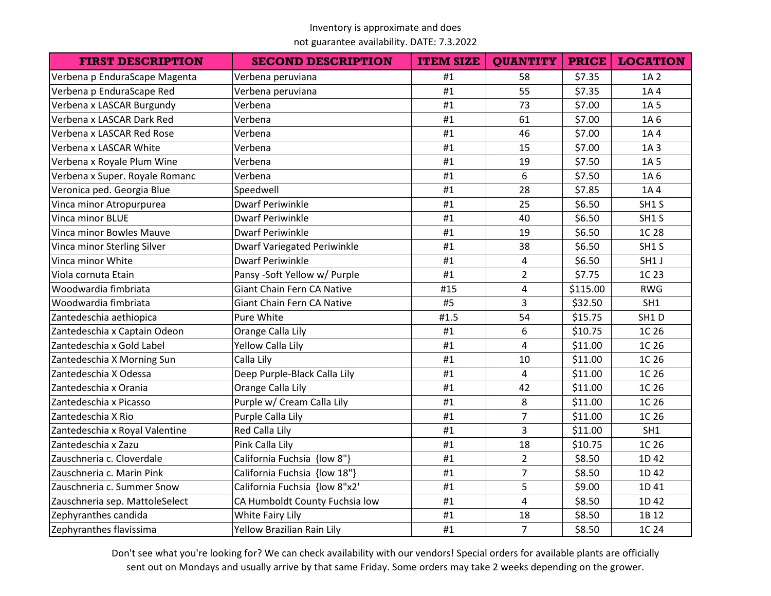Inventory is approximate and does not guarantee availability. DATE: 7.3.2022

| FIRST DESCRIPTION | SECOND DESCRIPTION | ITEM SIZE | QUANTITY | PRICE | LOCATION |
|---|---|---|---|---|---|
| Verbena p EnduraScape Magenta | Verbena peruviana | #1 | 58 | $7.35 | 1A 2 |
| Verbena p EnduraScape Red | Verbena peruviana | #1 | 55 | $7.35 | 1A 4 |
| Verbena x LASCAR Burgundy | Verbena | #1 | 73 | $7.00 | 1A 5 |
| Verbena x LASCAR Dark Red | Verbena | #1 | 61 | $7.00 | 1A 6 |
| Verbena x LASCAR Red Rose | Verbena | #1 | 46 | $7.00 | 1A 4 |
| Verbena x LASCAR White | Verbena | #1 | 15 | $7.00 | 1A 3 |
| Verbena x Royale Plum Wine | Verbena | #1 | 19 | $7.50 | 1A 5 |
| Verbena x Super. Royale Romanc | Verbena | #1 | 6 | $7.50 | 1A 6 |
| Veronica ped. Georgia Blue | Speedwell | #1 | 28 | $7.85 | 1A 4 |
| Vinca minor Atropurpurea | Dwarf Periwinkle | #1 | 25 | $6.50 | SH1 S |
| Vinca minor BLUE | Dwarf Periwinkle | #1 | 40 | $6.50 | SH1 S |
| Vinca minor Bowles Mauve | Dwarf Periwinkle | #1 | 19 | $6.50 | 1C 28 |
| Vinca minor Sterling Silver | Dwarf Variegated Periwinkle | #1 | 38 | $6.50 | SH1 S |
| Vinca minor White | Dwarf Periwinkle | #1 | 4 | $6.50 | SH1 J |
| Viola cornuta Etain | Pansy -Soft Yellow w/ Purple | #1 | 2 | $7.75 | 1C 23 |
| Woodwardia fimbriata | Giant Chain Fern CA Native | #15 | 4 | $115.00 | RWG |
| Woodwardia fimbriata | Giant Chain Fern CA Native | #5 | 3 | $32.50 | SH1 |
| Zantedeschia aethiopica | Pure White | #1.5 | 54 | $15.75 | SH1 D |
| Zantedeschia x Captain Odeon | Orange Calla Lily | #1 | 6 | $10.75 | 1C 26 |
| Zantedeschia x Gold Label | Yellow Calla Lily | #1 | 4 | $11.00 | 1C 26 |
| Zantedeschia X Morning Sun | Calla Lily | #1 | 10 | $11.00 | 1C 26 |
| Zantedeschia X Odessa | Deep Purple-Black Calla Lily | #1 | 4 | $11.00 | 1C 26 |
| Zantedeschia x Orania | Orange Calla Lily | #1 | 42 | $11.00 | 1C 26 |
| Zantedeschia x Picasso | Purple w/ Cream Calla Lily | #1 | 8 | $11.00 | 1C 26 |
| Zantedeschia X Rio | Purple Calla Lily | #1 | 7 | $11.00 | 1C 26 |
| Zantedeschia x Royal Valentine | Red Calla Lily | #1 | 3 | $11.00 | SH1 |
| Zantedeschia x Zazu | Pink Calla Lily | #1 | 18 | $10.75 | 1C 26 |
| Zauschneria c. Cloverdale | California Fuchsia {low 8"} | #1 | 2 | $8.50 | 1D 42 |
| Zauschneria c. Marin Pink | California Fuchsia {low 18"} | #1 | 7 | $8.50 | 1D 42 |
| Zauschneria c. Summer Snow | California Fuchsia {low 8"x2' | #1 | 5 | $9.00 | 1D 41 |
| Zauschneria sep. MattoleSelect | CA Humboldt County Fuchsia low | #1 | 4 | $8.50 | 1D 42 |
| Zephyranthes candida | White Fairy Lily | #1 | 18 | $8.50 | 1B 12 |
| Zephyranthes flavissima | Yellow Brazilian Rain Lily | #1 | 7 | $8.50 | 1C 24 |

Don't see what you're looking for? We can check availability with our vendors! Special orders for available plants are officially sent out on Mondays and usually arrive by that same Friday. Some orders may take 2 weeks depending on the grower.